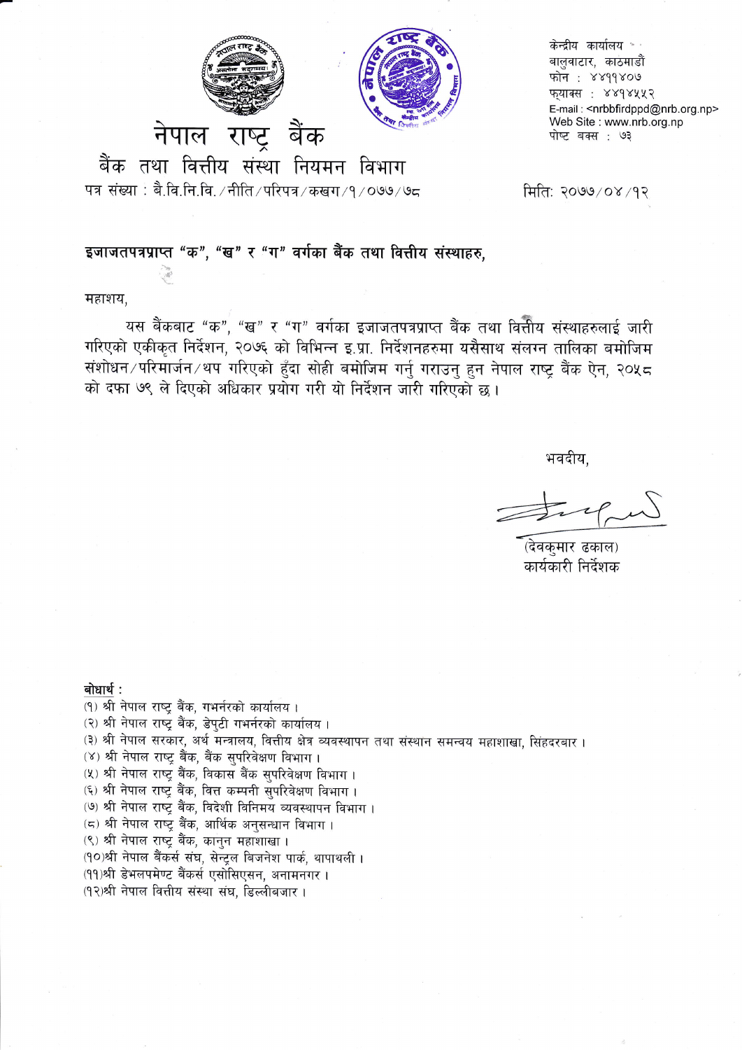# नेपाल राष्ट्र बैंक

## बैंक तथा वित्तीय संस्था नियमन विभाग

केन्द्रीय कार्यालय
बालुवाटार, काठमाडौं
फोन : ४४११४०७
फ्याक्स : ४४१४५५२
E-mail : <nrbbfirdppd@nrb.org.np>
Web Site : www.nrb.org.np
पोष्ट बक्स : ७३

पत्र संख्या : बै.वि.नि.वि. /नीति/परिपत्र/कखग/१/०७७/७८

मिति: २०७७/०४/१२

**इजाजतपत्रप्राप्त "क", "ख" र "ग" वर्गका बैंक तथा वित्तीय संस्थाहरु,**

महाशय,

यस बैंकबाट "क", "ख" र "ग" वर्गका इजाजतपत्रप्राप्त बैंक तथा वित्तीय संस्थाहरुलाई जारी गरिएको एकीकृत निर्देशन, २०७६ को विभिन्न इ.प्रा. निर्देशनहरुमा यसैसाथ संलग्न तालिका बमोजिम संशोधन/परिमार्जन/थप गरिएको हुँदा सोही बमोजिम गर्नु गराउनु हुन नेपाल राष्ट्र बैंक ऐन, २०५८ को दफा ७९ ले दिएको अधिकार प्रयोग गरी यो निर्देशन जारी गरिएको छ।

भवदीय,

(देवकुमार ढकाल)
कार्यकारी निर्देशक

**बोधार्थ :**

(१) श्री नेपाल राष्ट्र बैंक, गभर्नरको कार्यालय।
(२) श्री नेपाल राष्ट्र बैंक, डेपुटी गभर्नरको कार्यालय।
(३) श्री नेपाल सरकार, अर्थ मन्त्रालय, वित्तीय क्षेत्र व्यवस्थापन तथा संस्थान समन्वय महाशाखा, सिंहदरबार।
(४) श्री नेपाल राष्ट्र बैंक, बैंक सुपरिवेक्षण विभाग।
(५) श्री नेपाल राष्ट्र बैंक, विकास बैंक सुपरिवेक्षण विभाग।
(६) श्री नेपाल राष्ट्र बैंक, वित्त कम्पनी सुपरिवेक्षण विभाग।
(७) श्री नेपाल राष्ट्र बैंक, विदेशी विनिमय व्यवस्थापन विभाग।
(८) श्री नेपाल राष्ट्र बैंक, आर्थिक अनुसन्धान विभाग।
(९) श्री नेपाल राष्ट्र बैंक, कानुन महाशाखा।
(१०)श्री नेपाल बैंकर्स संघ, सेन्ट्रल बिजनेश पार्क, थापाथली।
(११)श्री डेभलपमेण्ट बैंकर्स एसोसिएसन, अनामनगर।
(१२)श्री नेपाल वित्तीय संस्था संघ, डिल्लीबजार।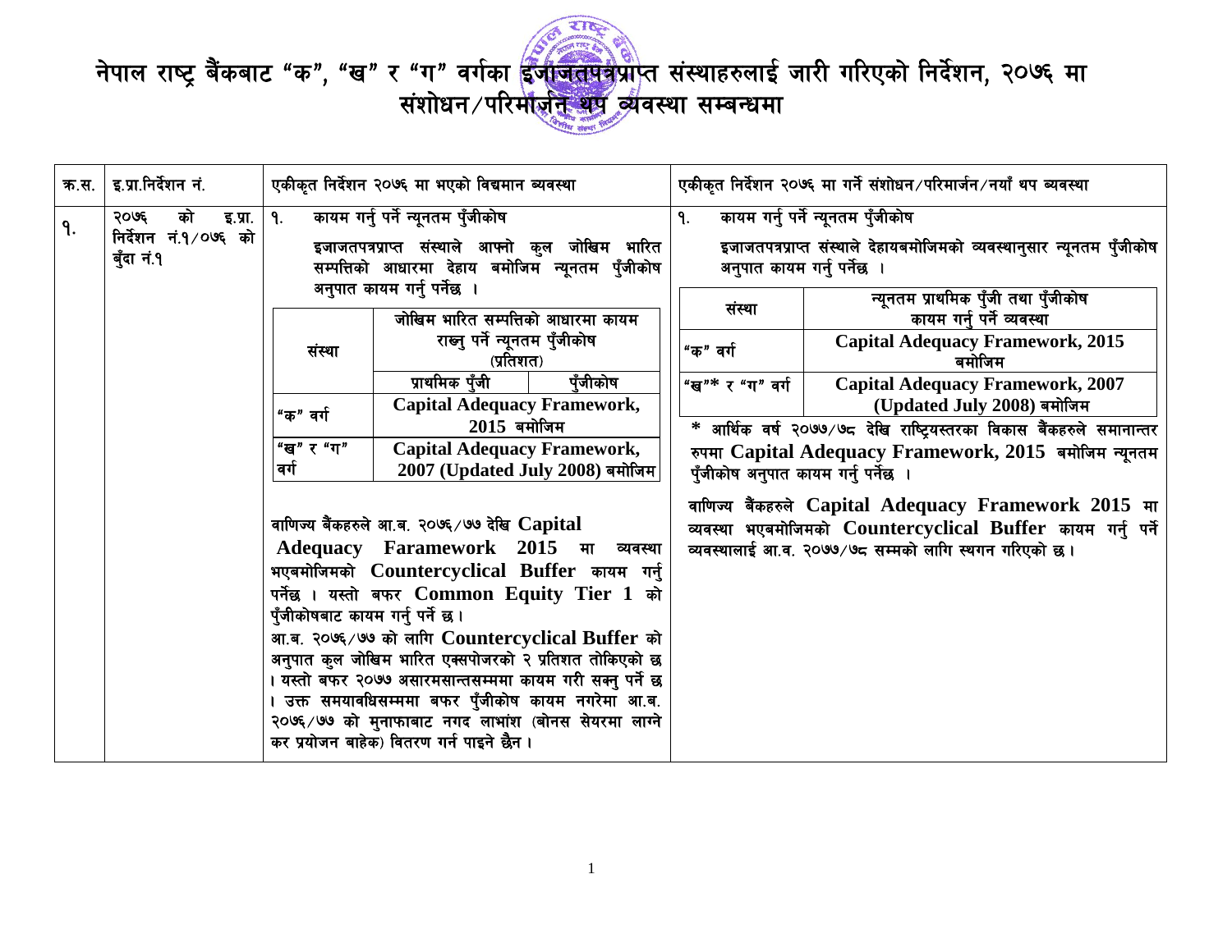# नेपाल राष्ट्र बैंकबाट "क", "ख" र "ग" वर्गका इजाजतपत्रप्राप्त संस्थाहरुलाई जारी गरिएको निर्देशन, २०७६ मा संशोधन/परिमार्जन थप व्यवस्था सम्बन्धमा

| क्र.स. | इ.प्रा.निर्देशन नं. | एकीकृत निर्देशन २०७६ मा भएको विद्यमान व्यवस्था | एकीकृत निर्देशन २०७६ मा गर्ने संशोधन/परिमार्जन/नयाँ थप व्यवस्था |
|---|---|---|---|
| १. | २०७६ को इ.प्रा. निर्देशन नं.१/०७६ को बुँदा नं.१ | १. कायम गर्नु पर्ने न्यूनतम पुँजीकोष<br><br>इजाजतपत्रप्राप्त संस्थाले आफ्नो कुल जोखिम भारित सम्पत्तिको आधारमा देहाय बमोजिम न्यूनतम पुँजीकोष अनुपात कायम गर्नु पर्नेछ ।<br><br>संस्था \| जोखिम भारित सम्पत्तिको आधारमा कायम राख्नु पर्ने न्यूनतम पुँजीकोष (प्रतिशत): प्राथमिक पुँजी, पुँजीकोष<br>"क" वर्ग \| **Capital Adequacy Framework, 2015** बमोजिम<br>"ख" र "ग" वर्ग \| **Capital Adequacy Framework, 2007 (Updated July 2008)** बमोजिम<br><br>वाणिज्य बैंकहरुले आ.ब. २०७६/७७ देखि **Capital Adequacy Faramework 2015** मा व्यवस्था भएबमोजिमको **Countercyclical Buffer** कायम गर्नु पर्नेछ । यस्तो बफर **Common Equity Tier 1** को पुँजीकोषबाट कायम गर्नु पर्ने छ।<br>आ.ब. २०७६/७७ को लागि **Countercyclical Buffer** को अनुपात कुल जोखिम भारित एक्सपोजरको २ प्रतिशत तोकिएको छ । यस्तो बफर २०७७ असारमसान्तसम्ममा कायम गरी सक्नु पर्ने छ । उक्त समयावधिसम्ममा बफर पुँजीकोष कायम नगरेमा आ.ब. २०७६/७७ को मुनाफाबाट नगद लाभांश (बोनस सेयरमा लाग्ने कर प्रयोजन बाहेक) वितरण गर्न पाइने छैन । | १. कायम गर्नु पर्ने न्यूनतम पुँजीकोष<br><br>इजाजतपत्रप्राप्त संस्थाले देहायबमोजिमको व्यवस्थानुसार न्यूनतम पुँजीकोष अनुपात कायम गर्नु पर्नेछ ।<br><br>संस्था \| न्यूनतम प्राथमिक पुँजी तथा पुँजीकोष कायम गर्नु पर्ने व्यवस्था<br>"क" वर्ग \| **Capital Adequacy Framework, 2015** बमोजिम<br>"ख"* र "ग" वर्ग \| **Capital Adequacy Framework, 2007 (Updated July 2008)** बमोजिम<br><br>* आर्थिक वर्ष २०७७/७८ देखि राष्ट्रियस्तरका विकास बैंकहरुले समानान्तर रुपमा **Capital Adequacy Framework, 2015** बमोजिम न्यूनतम पुँजीकोष अनुपात कायम गर्नु पर्नेछ ।<br><br>वाणिज्य बैंकहरुले **Capital Adequacy Framework 2015** मा व्यवस्था भएबमोजिमको **Countercyclical Buffer** कायम गर्नु पर्ने व्यवस्थालाई आ.व. २०७७/७८ सम्मको लागि स्थगन गरिएको छ। |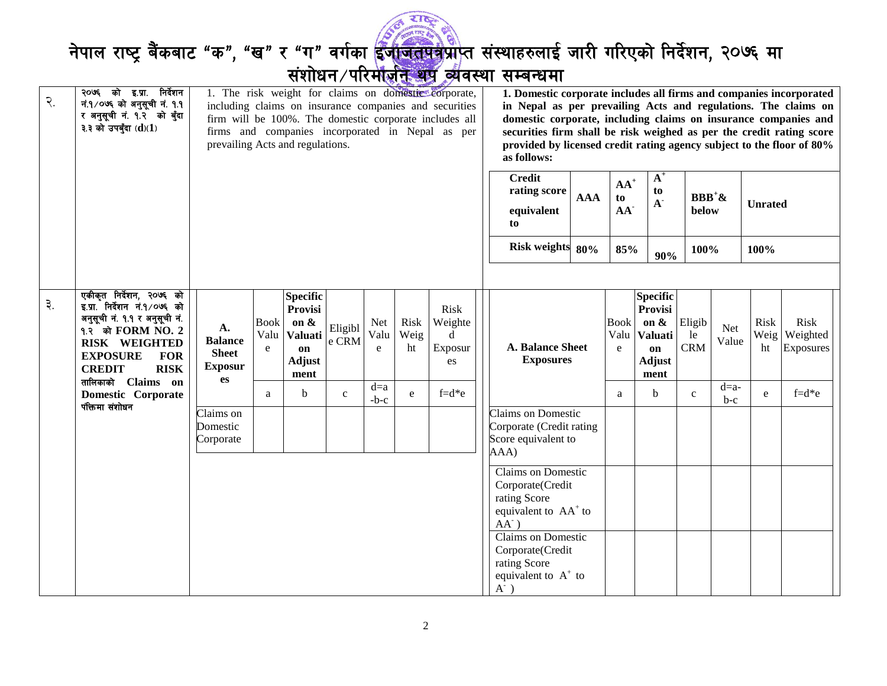# नेपाल राष्ट्र बैंकबाट "क", "ख" र "ग" वर्गका इजाजतपत्रप्राप्त संस्थाहरुलाई जारी गरिएको निर्देशन, २०७६ मा संशोधन/परिमार्जन थप व्यवस्था सम्बन्धमा

| | | | |
|---|---|---|---|
| २. | २०७६ को इ.प्रा. निर्देशन नं.१/०७६ को अनुसूची नं. १.१ र अनुसूची नं. १.२ को बुँदा ३.३ को उपबुँदा (d)(1) | 1. The risk weight for claims on domestic corporate, including claims on insurance companies and securities firm will be 100%. The domestic corporate includes all firms and companies incorporated in Nepal as per prevailing Acts and regulations. | **1. Domestic corporate includes all firms and companies incorporated in Nepal as per prevailing Acts and regulations. The claims on domestic corporate, including claims on insurance companies and securities firm shall be risk weighed as per the credit rating score provided by licensed credit rating agency subject to the floor of 80% as follows:** |

| Credit rating score equivalent to | AAA | $AA^+$ to $AA^-$ | $A^+$ to $A^-$ | $BBB^+$& below | Unrated |
|---|---|---|---|---|---|
| **Risk weights** | **80%** | **85%** | **90%** | **100%** | **100%** |

३. एकीकृत निर्देशन, २०७६ को इ.प्रा. निर्देशन नं.१/०७६ को अनुसूची नं. १.१ र अनुसूची नं. १.२ को **FORM NO. 2 RISK WEIGHTED EXPOSURE FOR CREDIT RISK** तालिकाको **Claims on Domestic Corporate** पंक्तिमा संशोधन

Existing:

| **A. Balance Sheet Exposures** | Book Value | **Specific Provision & Valuation Adjustment** | Eligible CRM | Net Value | Risk Weight | Risk Weighted Exposures |
|---|---|---|---|---|---|---|
| | a | b | c | d=a-b-c | e | f=d*e |
| Claims on Domestic Corporate | | | | | | |

Amended:

| **A. Balance Sheet Exposures** | Book Value | **Specific Provision & Valuation Adjustment** | Eligible CRM | Net Value | Risk Weight | Risk Weighted Exposures |
|---|---|---|---|---|---|---|
| | a | b | c | d=a-b-c | e | f=d*e |
| Claims on Domestic Corporate (Credit rating Score equivalent to AAA) | | | | | | |
| Claims on Domestic Corporate(Credit rating Score equivalent to $AA^+$ to $AA^-$) | | | | | | |
| Claims on Domestic Corporate(Credit rating Score equivalent to $A^+$ to $A^-$) | | | | | | |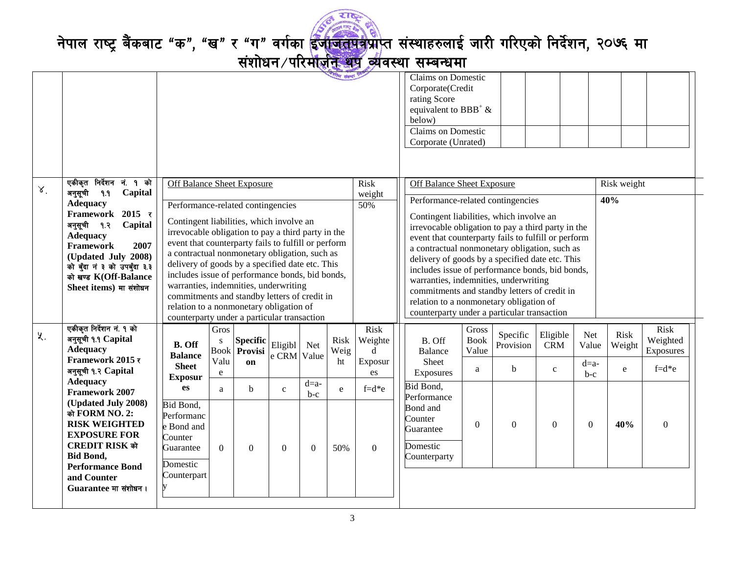# नेपाल राष्ट्र बैंकबाट "क", "ख" र "ग" वर्गका इजाजतपत्रप्राप्त संस्थाहरुलाई जारी गरिएको निर्देशन, २०७६ मा संशोधन/परिमार्जन थप व्यवस्था सम्बन्धमा

| | | | |
|---|---|---|---|
| | | | Claims on Domestic Corporate(Credit rating Score equivalent to $BBB^{+}$ & below) \| \| \| \| \| \| <br> Claims on Domestic Corporate (Unrated) \| \| \| \| \| \| |
| ४. | एकीकृत निर्देशन नं. १ को अनुसूची १.१ **Capital Adequacy Framework 2015** र अनुसूची १.२ **Capital Adequacy Framework 2007 (Updated July 2008)** को बुँदा नं ३ को उपबुँदा ३.३ को खण्ड **K(Off-Balance Sheet items)** मा संशोधन | **Off Balance Sheet Exposure** — Risk weight<br><br>Performance-related contingencies — 50%<br><br>Contingent liabilities, which involve an irrevocable obligation to pay a third party in the event that counterparty fails to fulfill or perform a contractual nonmonetary obligation, such as delivery of goods by a specified date etc. This includes issue of performance bonds, bid bonds, warranties, indemnities, underwriting commitments and standby letters of credit in relation to a nonmonetary obligation of counterparty under a particular transaction | **Off Balance Sheet Exposure** — Risk weight<br><br>Performance-related contingencies — **40%**<br><br>Contingent liabilities, which involve an irrevocable obligation to pay a third party in the event that counterparty fails to fulfill or perform a contractual nonmonetary obligation, such as delivery of goods by a specified date etc. This includes issue of performance bonds, bid bonds, warranties, indemnities, underwriting commitments and standby letters of credit in relation to a nonmonetary obligation of counterparty under a particular transaction |
| ५. | एकीकृत निर्देशन नं. १ को अनुसूची १.१ **Capital Adequacy Framework 2015** र अनुसूची १.२ **Capital Adequacy Framework 2007 (Updated July 2008)** को **FORM NO. 2: RISK WEIGHTED EXPOSURE FOR CREDIT RISK** को **Bid Bond, Performance Bond and Counter Guarantee** मा संशोधन। | (see table A below) | (see table B below) |

**Table A (existing):**

| B. Off Balance Sheet Exposures | Gross Book Value | Specific Provision | Eligible CRM | Net Value | Risk Weight | Risk Weighted Exposures |
|---|---|---|---|---|---|---|
| | a | b | c | d=a-b-c | e | f=d*e |
| Bid Bond, Performance Bond and Counter Guarantee<br>Domestic Counterparty | 0 | 0 | 0 | 0 | 50% | 0 |

**Table B (amended):**

| B. Off Balance Sheet Exposures | Gross Book Value | Specific Provision | Eligible CRM | Net Value | Risk Weight | Risk Weighted Exposures |
|---|---|---|---|---|---|---|
| | a | b | c | d=a-b-c | e | f=d*e |
| Bid Bond, Performance Bond and Counter Guarantee<br>Domestic Counterparty | 0 | 0 | 0 | 0 | **40%** | 0 |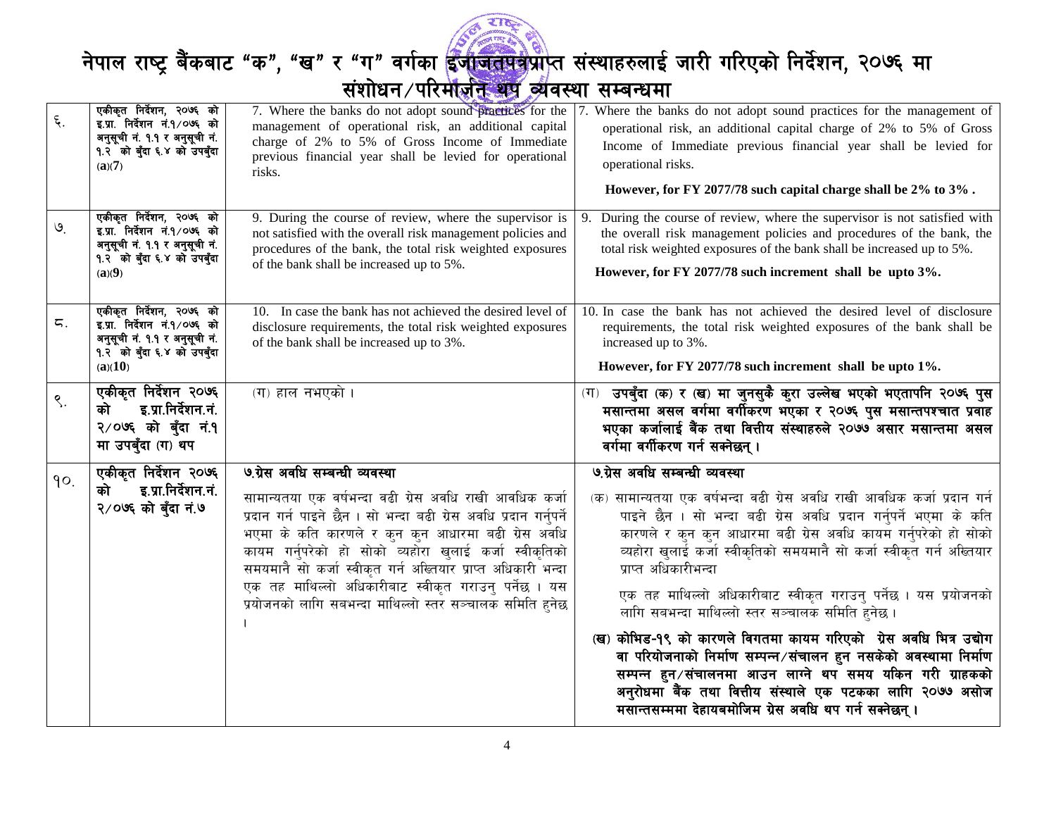# नेपाल राष्ट्र बैंकबाट "क", "ख" र "ग" वर्गका इजाजतपत्रप्राप्त संस्थाहरुलाई जारी गरिएको निर्देशन, २०७६ मा संशोधन/परिमार्जन थप व्यवस्था सम्बन्धमा

| ६. | एकीकृत निर्देशन, २०७६ को इ.प्रा. निर्देशन नं.१/०७६ को अनुसूची नं. १.१ र अनुसूची नं. १.२ को बुँदा ६.४ को उपबुँदा (a)(7) | 7. Where the banks do not adopt sound practices for the management of operational risk, an additional capital charge of 2% to 5% of Gross Income of Immediate previous financial year shall be levied for operational risks. | 7. Where the banks do not adopt sound practices for the management of operational risk, an additional capital charge of 2% to 5% of Gross Income of Immediate previous financial year shall be levied for operational risks. **However, for FY 2077/78 such capital charge shall be 2% to 3% .** |
|---|---|---|---|
| ७. | एकीकृत निर्देशन, २०७६ को इ.प्रा. निर्देशन नं.१/०७६ को अनुसूची नं. १.१ र अनुसूची नं. १.२ को बुँदा ६.४ को उपबुँदा (a)(9) | 9. During the course of review, where the supervisor is not satisfied with the overall risk management policies and procedures of the bank, the total risk weighted exposures of the bank shall be increased up to 5%. | 9. During the course of review, where the supervisor is not satisfied with the overall risk management policies and procedures of the bank, the total risk weighted exposures of the bank shall be increased up to 5%. **However, for FY 2077/78 such increment shall be upto 3%.** |
| ८. | एकीकृत निर्देशन, २०७६ को इ.प्रा. निर्देशन नं.१/०७६ को अनुसूची नं. १.१ र अनुसूची नं. १.२ को बुँदा ६.४ को उपबुँदा (a)(10) | 10. In case the bank has not achieved the desired level of disclosure requirements, the total risk weighted exposures of the bank shall be increased up to 3%. | 10. In case the bank has not achieved the desired level of disclosure requirements, the total risk weighted exposures of the bank shall be increased up to 3%. **However, for FY 2077/78 such increment shall be upto 1%.** |
| ९. | एकीकृत निर्देशन २०७६ को इ.प्रा.निर्देशन.नं. २/०७६ को बुँदा नं.१ मा उपबुँदा (ग) थप | (ग) हाल नभएको । | (ग) **उपबुँदा (क) र (ख) मा जुनसुकै कुरा उल्लेख भएको भएतापनि २०७६ पुस मसान्तमा असल वर्गमा वर्गीकरण भएका र २०७६ पुस मसान्तपश्चात प्रवाह भएका कर्जालाई बैंक तथा वित्तीय संस्थाहरुले २०७७ असार मसान्तमा असल वर्गमा वर्गीकरण गर्न सक्नेछन् ।** |
| १०. | एकीकृत निर्देशन २०७६ को इ.प्रा.निर्देशन.नं. २/०७६ को बुँदा नं.७ | **७.ग्रेस अवधि सम्बन्धी व्यवस्था** सामान्यतया एक वर्षभन्दा बढी ग्रेस अवधि राखी आवधिक कर्जा प्रदान गर्न पाइने छैन । सो भन्दा बढी ग्रेस अवधि प्रदान गर्नुपर्ने भएमा के कति कारणले र कुन कुन आधारमा बढी ग्रेस अवधि कायम गर्नुपरेको हो सोको व्यहोरा खुलाई कर्जा स्वीकृतिको समयमानै सो कर्जा स्वीकृत गर्न अख्तियार प्राप्त अधिकारी भन्दा एक तह माथिल्लो अधिकारीबाट स्वीकृत गराउनु पर्नेछ । यस प्रयोजनको लागि सबभन्दा माथिल्लो स्तर सञ्चालक समिति हुनेछ । | **७.ग्रेस अवधि सम्बन्धी व्यवस्था** (क) सामान्यतया एक वर्षभन्दा बढी ग्रेस अवधि राखी आवधिक कर्जा प्रदान गर्न पाइने छैन । सो भन्दा बढी ग्रेस अवधि प्रदान गर्नुपर्ने भएमा के कति कारणले र कुन कुन आधारमा बढी ग्रेस अवधि कायम गर्नुपरेको हो सोको व्यहोरा खुलाई कर्जा स्वीकृतिको समयमानै सो कर्जा स्वीकृत गर्न अख्तियार प्राप्त अधिकारीभन्दा एक तह माथिल्लो अधिकारीबाट स्वीकृत गराउनु पर्नेछ । यस प्रयोजनको लागि सबभन्दा माथिल्लो स्तर सञ्चालक समिति हुनेछ । **(ख) कोभिड-१९ को कारणले विगतमा कायम गरिएको ग्रेस अवधि भित्र उद्योग वा परियोजनाको निर्माण सम्पन्न/संचालन हुन नसकेको अवस्थामा निर्माण सम्पन्न हुन/संचालनमा आउन लाग्ने थप समय यकिन गरी ग्राहकको अनुरोधमा बैंक तथा वित्तीय संस्थाले एक पटकका लागि २०७७ असोज मसान्तसम्ममा देहायबमोजिम ग्रेस अवधि थप गर्न सक्नेछन् ।** |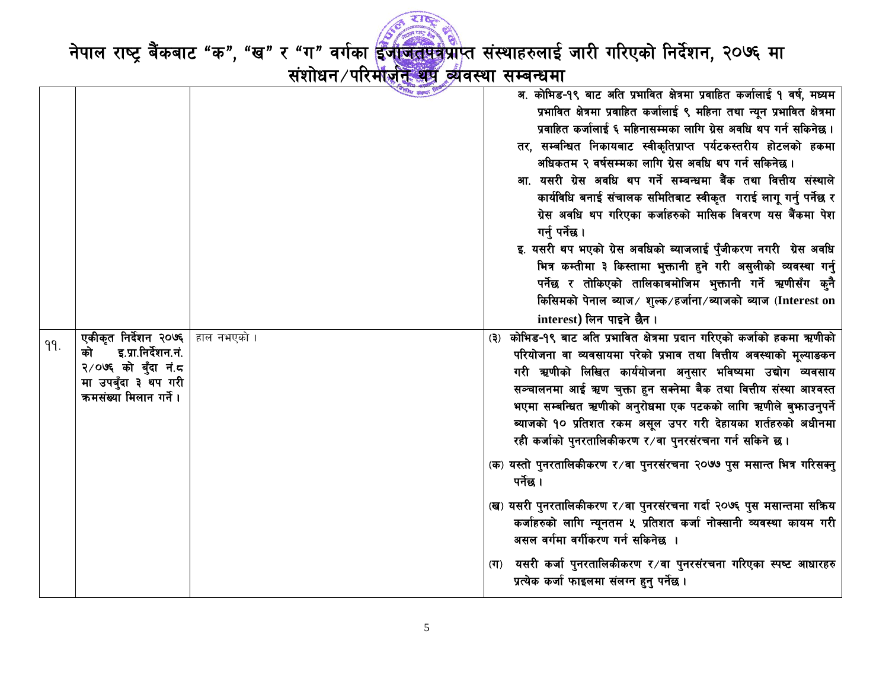# नेपाल राष्ट्र बैंकबाट "क", "ख" र "ग" वर्गका इजाजतपत्रप्राप्त संस्थाहरुलाई जारी गरिएको निर्देशन, २०७६ मा संशोधन/परिमार्जन थप व्यवस्था सम्बन्धमा

| | | | |
|---|---|---|---|
| | | | अ. कोभिड-१९ बाट अति प्रभावित क्षेत्रमा प्रवाहित कर्जालाई १ वर्ष, मध्यम प्रभावित क्षेत्रमा प्रवाहित कर्जालाई ९ महिना तथा न्यून प्रभावित क्षेत्रमा प्रवाहित कर्जालाई ६ महिनासम्मका लागि ग्रेस अवधि थप गर्न सकिनेछ।<br>तर, सम्बन्धित निकायबाट स्वीकृतिप्राप्त पर्यटकस्तरीय होटलको हकमा अधिकतम २ वर्षसम्मका लागि ग्रेस अवधि थप गर्न सकिनेछ।<br>आ. यसरी ग्रेस अवधि थप गर्ने सम्बन्धमा बैंक तथा वित्तीय संस्थाले कार्यविधि बनाई संचालक समितिबाट स्वीकृत गराई लागू गर्नु पर्नेछ र ग्रेस अवधि थप गरिएका कर्जाहरुको मासिक विवरण यस बैंकमा पेश गर्नु पर्नेछ।<br>इ. यसरी थप भएको ग्रेस अवधिको ब्याजलाई पुँजीकरण नगरी ग्रेस अवधि भित्र कम्तीमा ३ किस्तामा भुक्तानी हुने गरी असुलीको व्यवस्था गर्नु पर्नेछ र तोकिएको तालिकाबमोजिम भुक्तानी गर्ने ऋणीसँग कुनै किसिमको पेनाल ब्याज/ शुल्क/हर्जाना/ब्याजको ब्याज (**Interest on interest**) लिन पाइने छैन। |
| ११. | एकीकृत निर्देशन २०७६ को इ.प्रा.निर्देशन.नं. २/०७६ को बुँदा नं.८ मा उपबुँदा ३ थप गरी क्रमसंख्या मिलान गर्ने। | हाल नभएको। | (३) कोभिड-१९ बाट अति प्रभावित क्षेत्रमा प्रदान गरिएको कर्जाको हकमा ऋणीको परियोजना वा व्यवसायमा परेको प्रभाव तथा वित्तीय अवस्थाको मूल्याङ्कन गरी ऋणीको लिखित कार्ययोजना अनुसार भविष्यमा उद्योग व्यवसाय सञ्चालनमा आई ऋण चुक्ता हुन सक्नेमा बैंक तथा वित्तीय संस्था आश्वस्त भएमा सम्बन्धित ऋणीको अनुरोधमा एक पटकको लागि ऋणीले बुझाउनुपर्ने ब्याजको १० प्रतिशत रकम असूल उपर गरी देहायका शर्तहरुको अधीनमा रही कर्जाको पुनरतालिकीकरण र/वा पुनरसंरचना गर्न सकिने छ।<br>(क) यस्तो पुनरतालिकीकरण र/वा पुनरसंरचना २०७७ पुस मसान्त भित्र गरिसक्नु पर्नेछ।<br>(ख) यसरी पुनरतालिकीकरण र/वा पुनरसंरचना गर्दा २०७६ पुस मसान्तमा सक्रिय कर्जाहरुको लागि न्यूनतम ५ प्रतिशत कर्जा नोक्सानी व्यवस्था कायम गरी असल वर्गमा वर्गीकरण गर्न सकिनेछ ।<br>(ग) यसरी कर्जा पुनरतालिकीकरण र/वा पुनरसंरचना गरिएका स्पष्ट आधारहरु प्रत्येक कर्जा फाइलमा संलग्न हुनु पर्नेछ। |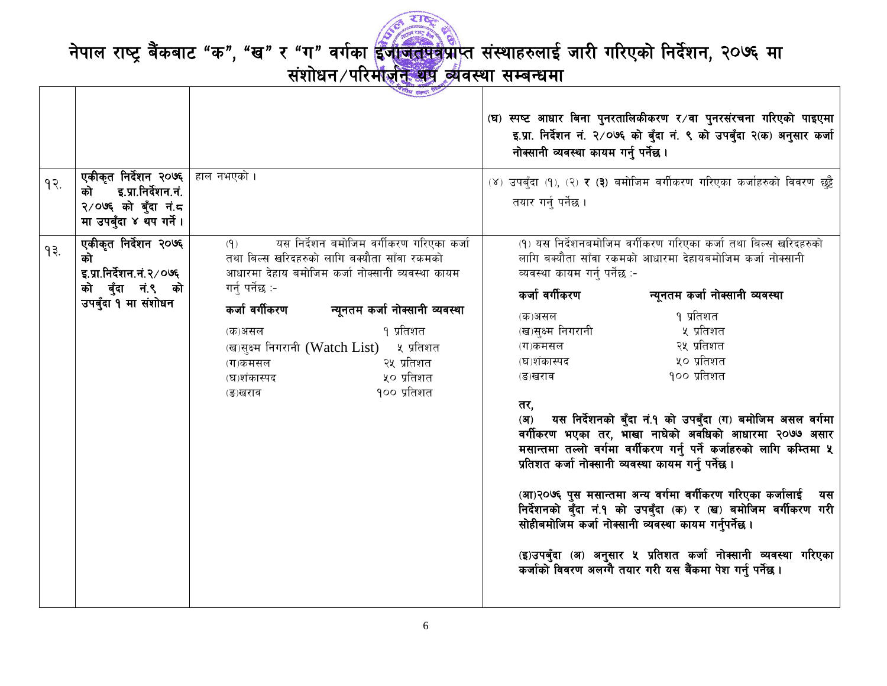# नेपाल राष्ट्र बैंकबाट "क", "ख" र "ग" वर्गका इजाजतपत्रप्राप्त संस्थाहरुलाई जारी गरिएको निर्देशन, २०७६ मा संशोधन/परिमार्जन थप व्यवस्था सम्बन्धमा

| | | | |
|---|---|---|---|
| | | | (घ) स्पष्ट आधार बिना पुनरतालिकीकरण र/वा पुनरसंरचना गरिएको पाइएमा इ.प्रा. निर्देशन नं. २/०७६ को बुँदा नं. ९ को उपबुँदा २(क) अनुसार कर्जा नोक्सानी व्यवस्था कायम गर्नु पर्नेछ । |
| १२. | **एकीकृत निर्देशन २०७६ को इ.प्रा.निर्देशन.नं. २/०७६ को बुँदा नं.८ मा उपबुँदा ४ थप गर्ने ।** | हाल नभएको । | (४) उपबुँदा (१), (२) **र (३)** बमोजिम वर्गीकरण गरिएका कर्जाहरुको विवरण छुट्टै तयार गर्नु पर्नेछ । |
| १३. | **एकीकृत निर्देशन २०७६ को इ.प्रा.निर्देशन.नं.२/०७६ को बुँदा नं.९ को उपबुँदा १ मा संशोधन** | (१) यस निर्देशन बमोजिम वर्गीकरण गरिएका कर्जा तथा बिल्स खरिदहरुको लागि बक्यौता साँवा रकमको आधारमा देहाय बमोजिम कर्जा नोक्सानी व्यवस्था कायम गर्नु पर्नेछ :-<br><br>**कर्जा वर्गीकरण — न्यूनतम कर्जा नोक्सानी व्यवस्था**<br>(क)असल — १ प्रतिशत<br>(ख)सुक्ष्म निगरानी (Watch List) — ५ प्रतिशत<br>(ग)कमसल — २५ प्रतिशत<br>(घ)शंकास्पद — ५० प्रतिशत<br>(ङ)खराव — १०० प्रतिशत | (१) यस निर्देशनबमोजिम वर्गीकरण गरिएका कर्जा तथा बिल्स खरिदहरुको लागि बक्यौता साँवा रकमको आधारमा देहायबमोजिम कर्जा नोक्सानी व्यवस्था कायम गर्नु पर्नेछ :-<br><br>**कर्जा वर्गीकरण — न्यूनतम कर्जा नोक्सानी व्यवस्था**<br>(क)असल — १ प्रतिशत<br>(ख)सुक्ष्म निगरानी — ५ प्रतिशत<br>(ग)कमसल — २५ प्रतिशत<br>(घ)शंकास्पद — ५० प्रतिशत<br>(ङ)खराव — १०० प्रतिशत<br><br>**तर,**<br>**(अ) यस निर्देशनको बुँदा नं.१ को उपबुँदा (ग) बमोजिम असल वर्गमा वर्गीकरण भएका तर, भाखा नाघेको अवधिको आधारमा २०७७ असार मसान्तमा तल्लो वर्गमा वर्गीकरण गर्नु पर्ने कर्जाहरुको लागि कम्तिमा ५ प्रतिशत कर्जा नोक्सानी व्यवस्था कायम गर्नु पर्नेछ ।**<br><br>**(आ)२०७६ पुस मसान्तमा अन्य वर्गमा वर्गीकरण गरिएका कर्जालाई यस निर्देशनको बुँदा नं.१ को उपबुँदा (क) र (ख) बमोजिम वर्गीकरण गरी सोहीबमोजिम कर्जा नोक्सानी व्यवस्था कायम गर्नुपर्नेछ ।**<br><br>**(इ)उपबुँदा (अ) अनुसार ५ प्रतिशत कर्जा नोक्सानी व्यवस्था गरिएका कर्जाको विवरण अलग्गै तयार गरी यस बैंकमा पेश गर्नु पर्नेछ ।** |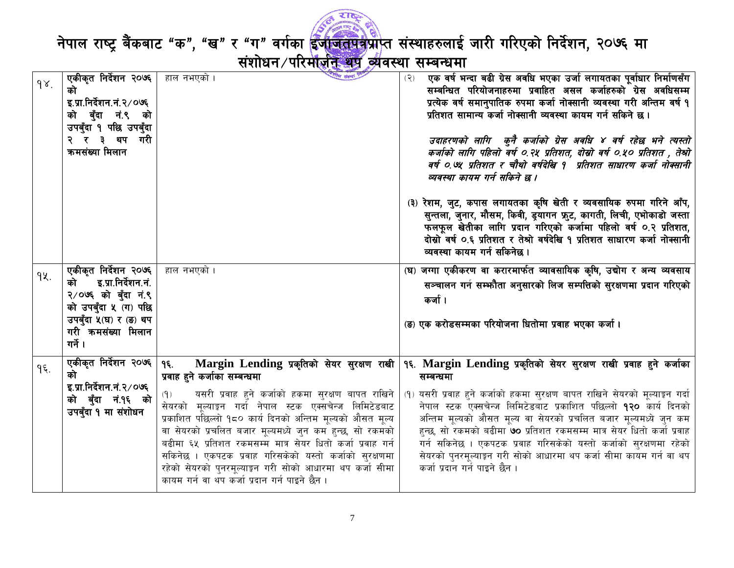# नेपाल राष्ट्र बैंकबाट "क", "ख" र "ग" वर्गका इजाजतपत्रप्राप्त संस्थाहरुलाई जारी गरिएको निर्देशन, २०७६ मा संशोधन/परिमार्जन थप व्यवस्था सम्बन्धमा

| | | | |
|---|---|---|---|
| १४. | **एकीकृत निर्देशन २०७६ को इ.प्रा.निर्देशन.नं.२/०७६ को बुँदा नं.९ को उपबुँदा १ पछि उपबुँदा २ र ३ थप गरी क्रमसंख्या मिलान** | हाल नभएको । | (२) **एक वर्ष भन्दा बढी ग्रेस अवधि भएका उर्जा लगायतका पूर्वाधार निर्माणसँग सम्बन्धित परियोजनाहरुमा प्रवाहित असल कर्जाहरुको ग्रेस अवधिसम्म प्रत्येक वर्ष समानुपातिक रुपमा कर्जा नोक्सानी व्यवस्था गरी अन्तिम वर्ष १ प्रतिशत सामान्य कर्जा नोक्सानी व्यवस्था कायम गर्न सकिने छ ।**<br><br>***उदाहरणको लागि कुनै कर्जाको ग्रेस अवधि ४ वर्ष रहेछ भने त्यस्तो कर्जाको लागि पहिलो वर्ष ०.२५ प्रतिशत, दोस्रो वर्ष ०.५० प्रतिशत , तेश्रो वर्ष ०.७५ प्रतिशत र चौथो वर्षदेखि १ प्रतिशत साधारण कर्जा नोक्सानी व्यवस्था कायम गर्न सकिने छ ।***<br><br>**(३) रेशम, जुट, कपास लगायतका कृषि खेती र व्यवसायिक रुपमा गरिने आँप, सुन्तला, जुनार, मौसम, किवी, ड्रयागन फ्रुट, कागती, लिची, एभोकाडो जस्ता फलफूल खेतीका लागि प्रदान गरिएको कर्जामा पहिलो वर्ष ०.२ प्रतिशत, दोस्रो वर्ष ०.६ प्रतिशत र तेश्रो वर्षदेखि १ प्रतिशत साधारण कर्जा नोक्सानी व्यवस्था कायम गर्न सकिनेछ ।** |
| १५. | **एकीकृत निर्देशन २०७६ को इ.प्रा.निर्देशन.नं. २/०७६ को बुँदा नं.९ को उपबुँदा ५ (ग) पछि उपबुँदा ५(घ) र (ङ) थप गरी क्रमसंख्या मिलान गर्ने ।** | हाल नभएको । | **(घ) जग्गा एकीकरण वा करारमार्फत व्यावसायिक कृषि, उद्योग र अन्य व्यवसाय सञ्चालन गर्न सम्झौता अनुसारको लिज सम्पत्तिको सुरक्षणमा प्रदान गरिएको कर्जा ।**<br><br>**(ङ) एक करोडसम्मका परियोजना धितोमा प्रवाह भएका कर्जा ।** |
| १६. | **एकीकृत निर्देशन २०७६ को इ.प्रा.निर्देशन.नं.२/०७६ को बुँदा नं.१६ को उपबुँदा १ मा संशोधन** | **१६. Margin Lending प्रकृतिको सेयर सुरक्षण राखी प्रवाह हुने कर्जाका सम्बन्धमा**<br><br>(१) यसरी प्रवाह हुने कर्जाको हकमा सुरक्षण बापत राखिने सेयरको मूल्याङ्कन गर्दा नेपाल स्टक एक्सचेन्ज लिमिटेडबाट प्रकाशित पछिल्लो १८० कार्य दिनको अन्तिम मूल्यको औसत मूल्य वा सेयरको प्रचलित बजार मूल्यमध्ये जुन कम हुन्छ, सो रकमको बढीमा ६५ प्रतिशत रकमसम्म मात्र सेयर धितो कर्जा प्रवाह गर्न सकिनेछ । एकपटक प्रवाह गरिसकेको यस्तो कर्जाको सुरक्षणमा रहेको सेयरको पुनरमूल्याङ्कन गरी सोको आधारमा थप कर्जा सीमा कायम गर्न वा थप कर्जा प्रदान गर्न पाइने छैन । | **१६. Margin Lending प्रकृतिको सेयर सुरक्षण राखी प्रवाह हुने कर्जाका सम्बन्धमा**<br><br>(१) यसरी प्रवाह हुने कर्जाको हकमा सुरक्षण बापत राखिने सेयरको मूल्याङ्कन गर्दा नेपाल स्टक एक्सचेन्ज लिमिटेडबाट प्रकाशित पछिल्लो **१२०** कार्य दिनको अन्तिम मूल्यको औसत मूल्य वा सेयरको प्रचलित बजार मूल्यमध्ये जुन कम हुन्छ, सो रकमको बढीमा **७०** प्रतिशत रकमसम्म मात्र सेयर धितो कर्जा प्रवाह गर्न सकिनेछ । एकपटक प्रवाह गरिसकेको यस्तो कर्जाको सुरक्षणमा रहेको सेयरको पुनरमूल्याङ्कन गरी सोको आधारमा थप कर्जा सीमा कायम गर्न वा थप कर्जा प्रदान गर्न पाइने छैन । |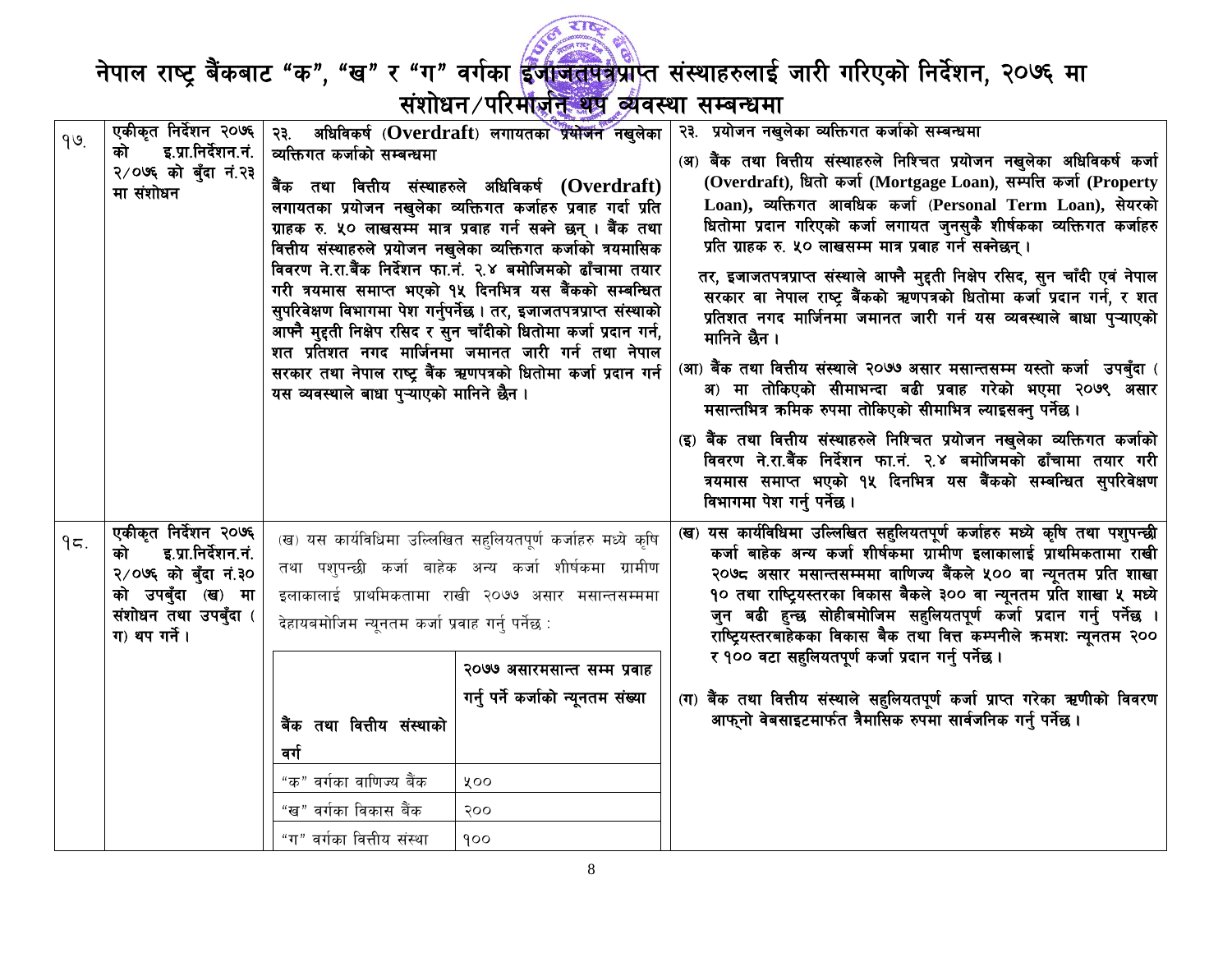# नेपाल राष्ट्र बैंकबाट “क”, “ख” र “ग” वर्गका इजाजतपत्रप्राप्त संस्थाहरुलाई जारी गरिएको निर्देशन, २०७६ मा संशोधन/परिमार्जन थप व्यवस्था सम्बन्धमा

| | | | |
|---|---|---|---|
| १७. | एकीकृत निर्देशन २०७६ को इ.प्रा.निर्देशन.नं. २/०७६ को बुँदा नं.२३ मा संशोधन | **२३. अधिविकर्ष (Overdraft) लगायतका प्रयोजन नखुलेका व्यक्तिगत कर्जाको सम्बन्धमा**<br><br>बैंक तथा वित्तीय संस्थाहरुले अधिविकर्ष **(Overdraft)** लगायतका प्रयोजन नखुलेका व्यक्तिगत कर्जाहरु प्रवाह गर्दा प्रति ग्राहक रु. ५० लाखसम्म मात्र प्रवाह गर्न सक्ने छन् । बैंक तथा वित्तीय संस्थाहरुले प्रयोजन नखुलेका व्यक्तिगत कर्जाको त्रयमासिक विवरण ने.रा.बैंक निर्देशन फा.नं. २.४ बमोजिमको ढाँचामा तयार गरी त्रयमास समाप्त भएको १५ दिनभित्र यस बैंकको सम्बन्धित सुपरिवेक्षण विभागमा पेश गर्नुपर्नेछ । तर, इजाजतपत्रप्राप्त संस्थाको आफ्नै मुद्दती निक्षेप रसिद र सुन चाँदीको धितोमा कर्जा प्रदान गर्न, शत प्रतिशत नगद मार्जिनमा जमानत जारी गर्न तथा नेपाल सरकार तथा नेपाल राष्ट्र बैंक ऋणपत्रको धितोमा कर्जा प्रदान गर्न यस व्यवस्थाले बाधा पुऱ्याएको मानिने छैन । | **२३. प्रयोजन नखुलेका व्यक्तिगत कर्जाको सम्बन्धमा**<br><br>**(अ) बैंक तथा वित्तीय संस्थाहरुले निश्चित प्रयोजन नखुलेका अधिविकर्ष कर्जा (Overdraft), धितो कर्जा (Mortgage Loan), सम्पत्ति कर्जा (Property Loan), व्यक्तिगत आवधिक कर्जा (Personal Term Loan), सेयरको धितोमा प्रदान गरिएको कर्जा लगायत जुनसुकै शीर्षकका व्यक्तिगत कर्जाहरु प्रति ग्राहक रु. ५० लाखसम्म मात्र प्रवाह गर्न सक्नेछन् ।**<br><br>**तर, इजाजतपत्रप्राप्त संस्थाले आफ्नै मुद्दती निक्षेप रसिद, सुन चाँदी एवं नेपाल सरकार वा नेपाल राष्ट्र बैंकको ऋणपत्रको धितोमा कर्जा प्रदान गर्न, र शत प्रतिशत नगद मार्जिनमा जमानत जारी गर्न यस व्यवस्थाले बाधा पुऱ्याएको मानिने छैन ।**<br><br>**(आ) बैंक तथा वित्तीय संस्थाले २०७७ असार मसान्तसम्म यस्तो कर्जा उपबुँदा (अ) मा तोकिएको सीमाभन्दा बढी प्रवाह गरेको भएमा २०७९ असार मसान्तभित्र क्रमिक रुपमा तोकिएको सीमाभित्र ल्याइसक्नु पर्नेछ ।**<br><br>**(इ) बैंक तथा वित्तीय संस्थाहरुले निश्चित प्रयोजन नखुलेका व्यक्तिगत कर्जाको विवरण ने.रा.बैंक निर्देशन फा.नं. २.४ बमोजिमको ढाँचामा तयार गरी त्रयमास समाप्त भएको १५ दिनभित्र यस बैंकको सम्बन्धित सुपरिवेक्षण विभागमा पेश गर्नु पर्नेछ ।** |
| १८. | एकीकृत निर्देशन २०७६ को इ.प्रा.निर्देशन.नं. २/०७६ को बुँदा नं.३० को उपबुँदा (ख) मा संशोधन तथा उपबुँदा (ग) थप गर्ने । | (ख) यस कार्यविधिमा उल्लिखित सहुलियतपूर्ण कर्जाहरु मध्ये कृषि तथा पशुपन्छी कर्जा बाहेक अन्य कर्जा शीर्षकमा ग्रामीण इलाकालाई प्राथमिकतामा राखी २०७७ असार मसान्तसम्ममा देहायबमोजिम न्यूनतम कर्जा प्रवाह गर्नु पर्नेछ :<br><br>बैंक तथा वित्तीय संस्थाको वर्ग — २०७७ असारमसान्त सम्म प्रवाह गर्नु पर्ने कर्जाको न्यूनतम संख्या<br>“क” वर्गका वाणिज्य बैंक — ५००<br>“ख” वर्गका विकास बैंक — २००<br>“ग” वर्गका वित्तीय संस्था — १०० | **(ख) यस कार्यविधिमा उल्लिखित सहुलियतपूर्ण कर्जाहरु मध्ये कृषि तथा पशुपन्छी कर्जा बाहेक अन्य कर्जा शीर्षकमा ग्रामीण इलाकालाई प्राथमिकतामा राखी २०७८ असार मसान्तसम्ममा वाणिज्य बैंकले ५०० वा न्यूनतम प्रति शाखा १० तथा राष्ट्रियस्तरका विकास बैंकले ३०० वा न्यूनतम प्रति शाखा ५ मध्ये जुन बढी हुन्छ सोहीबमोजिम सहुलियतपूर्ण कर्जा प्रदान गर्नु पर्नेछ । राष्ट्रियस्तरबाहेकका विकास बैंक तथा वित्त कम्पनीले क्रमशः न्यूनतम २०० र १०० वटा सहुलियतपूर्ण कर्जा प्रदान गर्नु पर्नेछ ।**<br><br>**(ग) बैंक तथा वित्तीय संस्थाले सहुलियतपूर्ण कर्जा प्राप्त गरेका ऋणीको विवरण आफ्नो वेबसाइटमार्फत त्रैमासिक रुपमा सार्वजनिक गर्नु पर्नेछ ।** |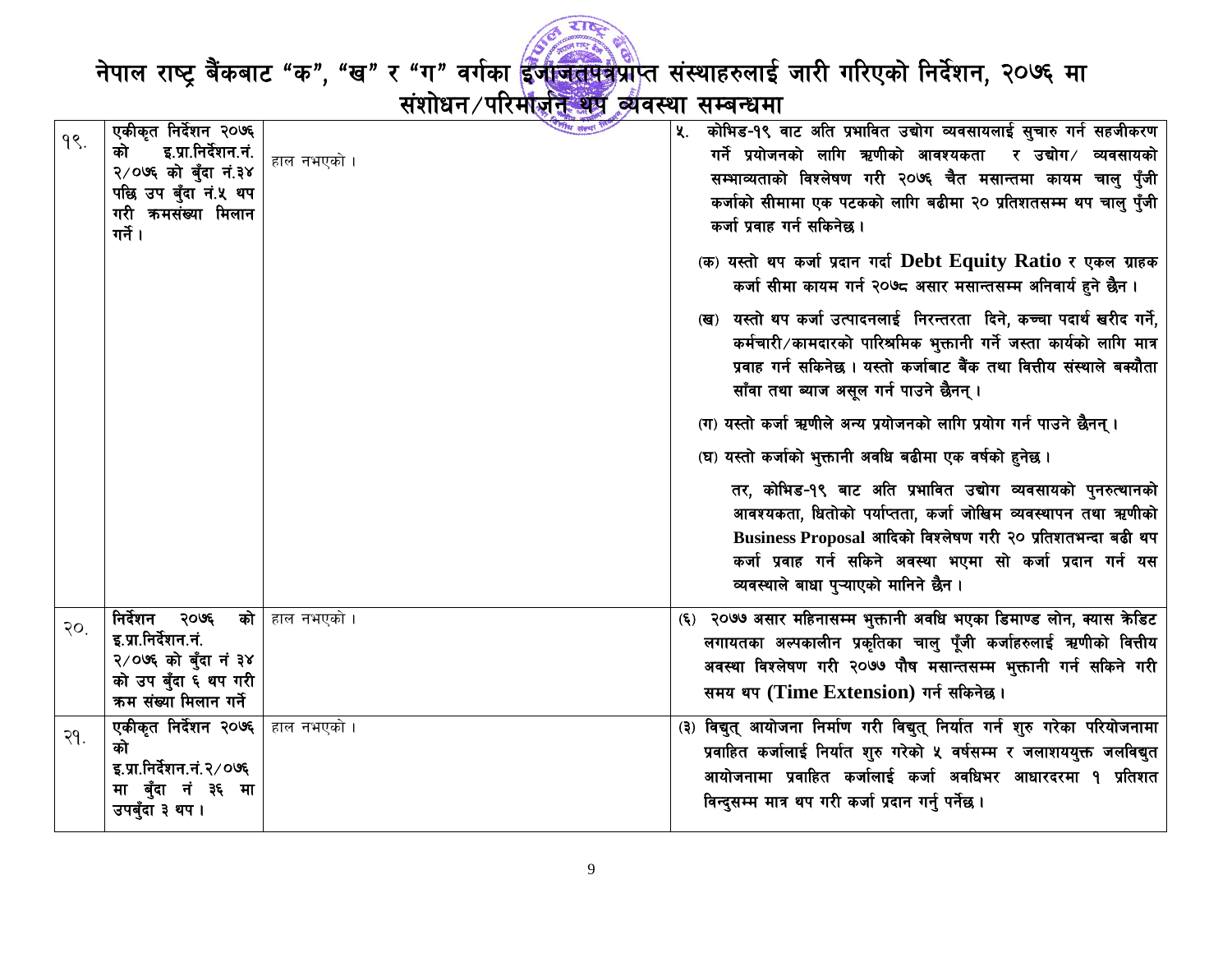# नेपाल राष्ट्र बैंकबाट "क", "ख" र "ग" वर्गका इजाजतपत्रप्राप्त संस्थाहरुलाई जारी गरिएको निर्देशन, २०७६ मा संशोधन/परिमार्जन थप व्यवस्था सम्बन्धमा

| | | | |
|---|---|---|---|
| १९. | एकीकृत निर्देशन २०७६ को इ.प्रा.निर्देशन.नं. २/०७६ को बुँदा नं.३४ पछि उप बुँदा नं.५ थप गरी क्रमसंख्या मिलान गर्ने । | हाल नभएको । | ५. कोभिड-१९ बाट अति प्रभावित उद्योग व्यवसायलाई सुचारु गर्न सहजीकरण गर्ने प्रयोजनको लागि ऋणीको आवश्यकता र उद्योग/ व्यवसायको सम्भाव्यताको विश्लेषण गरी २०७६ चैत मसान्तमा कायम चालु पुँजी कर्जाको सीमामा एक पटकको लागि बढीमा २० प्रतिशतसम्म थप चालु पुँजी कर्जा प्रवाह गर्न सकिनेछ ।<br><br>(क) यस्तो थप कर्जा प्रदान गर्दा **Debt Equity Ratio** र एकल ग्राहक कर्जा सीमा कायम गर्न २०७८ असार मसान्तसम्म अनिवार्य हुने छैन ।<br><br>(ख) यस्तो थप कर्जा उत्पादनलाई निरन्तरता दिने, कच्चा पदार्थ खरीद गर्ने, कर्मचारी/कामदारको पारिश्रमिक भुक्तानी गर्ने जस्ता कार्यको लागि मात्र प्रवाह गर्न सकिनेछ । यस्तो कर्जाबाट बैंक तथा वित्तीय संस्थाले बक्यौता साँवा तथा ब्याज असूल गर्न पाउने छैनन् ।<br><br>(ग) यस्तो कर्जा ऋणीले अन्य प्रयोजनको लागि प्रयोग गर्न पाउने छैनन् ।<br><br>(घ) यस्तो कर्जाको भुक्तानी अवधि बढीमा एक वर्षको हुनेछ ।<br><br>तर, कोभिड-१९ बाट अति प्रभावित उद्योग व्यवसायको पुनरुत्थानको आवश्यकता, धितोको पर्याप्तता, कर्जा जोखिम व्यवस्थापन तथा ऋणीको **Business Proposal** आदिको विश्लेषण गरी २० प्रतिशतभन्दा बढी थप कर्जा प्रवाह गर्न सकिने अवस्था भएमा सो कर्जा प्रदान गर्न यस व्यवस्थाले बाधा पुऱ्याएको मानिने छैन । |
| २०. | निर्देशन २०७६ को इ.प्रा.निर्देशन.नं. २/०७६ को बुँदा नं ३४ को उप बुँदा ६ थप गरी क्रम संख्या मिलान गर्ने | हाल नभएको । | (६) २०७७ असार महिनासम्म भुक्तानी अवधि भएका डिमाण्ड लोन, क्यास क्रेडिट लगायतका अल्पकालीन प्रकृतिका चालु पूँजी कर्जाहरुलाई ऋणीको वित्तीय अवस्था विश्लेषण गरी २०७७ पौष मसान्तसम्म भुक्तानी गर्न सकिने गरी समय थप **(Time Extension)** गर्न सकिनेछ । |
| २१. | एकीकृत निर्देशन २०७६ को इ.प्रा.निर्देशन.नं.२/०७६ मा बुँदा नं ३६ मा उपबुँदा ३ थप । | हाल नभएको । | (३) विद्युत् आयोजना निर्माण गरी विद्युत् निर्यात गर्न शुरु गरेका परियोजनामा प्रवाहित कर्जालाई निर्यात शुरु गरेको ५ वर्षसम्म र जलाशययुक्त जलविद्युत आयोजनामा प्रवाहित कर्जालाई कर्जा अवधिभर आधारदरमा १ प्रतिशत विन्दुसम्म मात्र थप गरी कर्जा प्रदान गर्नु पर्नेछ । |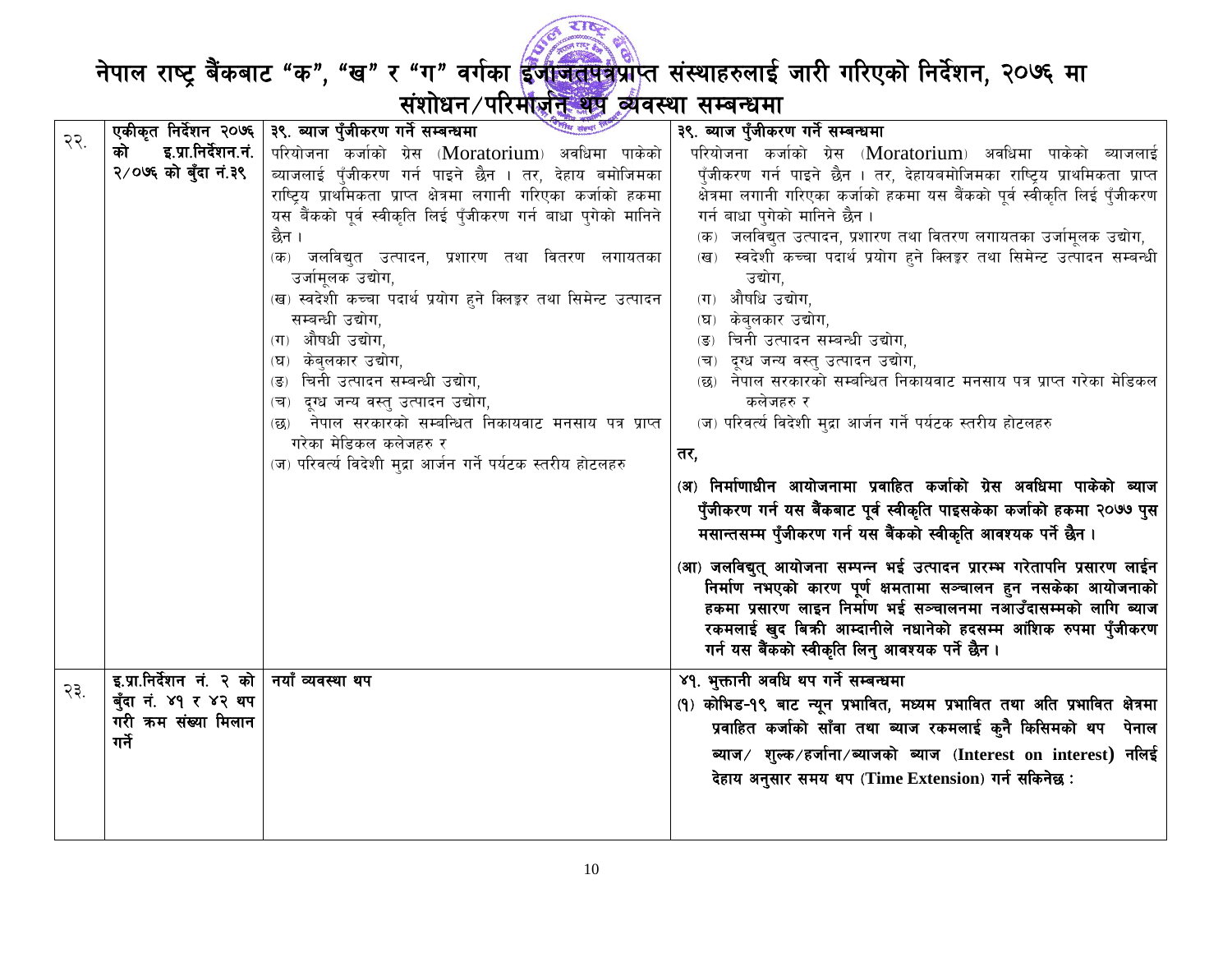# नेपाल राष्ट्र बैंकबाट "क", "ख" र "ग" वर्गका इजाजतपत्रप्राप्त संस्थाहरुलाई जारी गरिएको निर्देशन, २०७६ मा संशोधन/परिमार्जन थप व्यवस्था सम्बन्धमा

| | | | |
|---|---|---|---|
| २२. | एकीकृत निर्देशन २०७६ को इ.प्रा.निर्देशन.नं. २/०७६ को बुँदा नं.३९ | **३९. ब्याज पुँजीकरण गर्ने सम्बन्धमा**<br>परियोजना कर्जाको ग्रेस (Moratorium) अवधिमा पाकेको ब्याजलाई पुँजीकरण गर्न पाइने छैन । तर, देहाय बमोजिमका राष्ट्रिय प्राथमिकता प्राप्त क्षेत्रमा लगानी गरिएका कर्जाको हकमा यस बैंकको पूर्व स्वीकृति लिई पुँजीकरण गर्न बाधा पुगेको मानिने छैन ।<br>(क) जलविद्युत उत्पादन, प्रशारण तथा वितरण लगायतका उर्जामूलक उद्योग,<br>(ख) स्वदेशी कच्चा पदार्थ प्रयोग हुने क्लिङ्कर तथा सिमेन्ट उत्पादन सम्बन्धी उद्योग,<br>(ग) औषधी उद्योग,<br>(घ) केबुलकार उद्योग,<br>(ङ) चिनी उत्पादन सम्बन्धी उद्योग,<br>(च) दुग्ध जन्य वस्तु उत्पादन उद्योग,<br>(छ) नेपाल सरकारको सम्बन्धित निकायवाट मनसाय पत्र प्राप्त गरेका मेडिकल कलेजहरु र<br>(ज) परिवर्त्य विदेशी मुद्रा आर्जन गर्ने पर्यटक स्तरीय होटलहरु | **३९. ब्याज पुँजीकरण गर्ने सम्बन्धमा**<br>परियोजना कर्जाको ग्रेस (Moratorium) अवधिमा पाकेको ब्याजलाई पुँजीकरण गर्न पाइने छैन । तर, देहायबमोजिमका राष्ट्रिय प्राथमिकता प्राप्त क्षेत्रमा लगानी गरिएका कर्जाको हकमा यस बैंकको पूर्व स्वीकृति लिई पुँजीकरण गर्न बाधा पुगेको मानिने छैन ।<br>(क) जलविद्युत उत्पादन, प्रशारण तथा वितरण लगायतका उर्जामूलक उद्योग,<br>(ख) स्वदेशी कच्चा पदार्थ प्रयोग हुने क्लिङ्कर तथा सिमेन्ट उत्पादन सम्बन्धी उद्योग,<br>(ग) औषधि उद्योग,<br>(घ) केबुलकार उद्योग,<br>(ङ) चिनी उत्पादन सम्बन्धी उद्योग,<br>(च) दुग्ध जन्य वस्तु उत्पादन उद्योग,<br>(छ) नेपाल सरकारको सम्बन्धित निकायवाट मनसाय पत्र प्राप्त गरेका मेडिकल कलेजहरु र<br>(ज) परिवर्त्य विदेशी मुद्रा आर्जन गर्ने पर्यटक स्तरीय होटलहरु<br>**तर,**<br>**(अ) निर्माणाधीन आयोजनामा प्रवाहित कर्जाको ग्रेस अवधिमा पाकेको ब्याज पुँजीकरण गर्न यस बैंकबाट पूर्व स्वीकृति पाइसकेका कर्जाको हकमा २०७७ पुस मसान्तसम्म पुँजीकरण गर्न यस बैंकको स्वीकृति आवश्यक पर्ने छैन ।**<br>**(आ) जलविद्युत् आयोजना सम्पन्न भई उत्पादन प्रारम्भ गरेतापनि प्रसारण लाईन निर्माण नभएको कारण पूर्ण क्षमतामा सञ्चालन हुन नसकेका आयोजनाको हकमा प्रसारण लाइन निर्माण भई सञ्चालनमा नआउँदासम्मको लागि ब्याज रकमलाई खुद बिक्री आम्दानीले नधानेको हदसम्म आंशिक रुपमा पुँजीकरण गर्न यस बैंकको स्वीकृति लिनु आवश्यक पर्ने छैन ।** |
| २३. | इ.प्रा.निर्देशन नं. २ को बुँदा नं. ४१ र ४२ थप गरी क्रम संख्या मिलान गर्ने | **नयाँ व्यवस्था थप** | **४१. भुक्तानी अवधि थप गर्ने सम्बन्धमा**<br>**(१) कोभिड-१९ बाट न्यून प्रभावित, मध्यम प्रभावित तथा अति प्रभावित क्षेत्रमा प्रवाहित कर्जाको साँवा तथा ब्याज रकमलाई कुनै किसिमको थप पेनाल ब्याज/ शुल्क/हर्जाना/ब्याजको ब्याज (Interest on interest) नलिई देहाय अनुसार समय थप (Time Extension) गर्न सकिनेछ :** |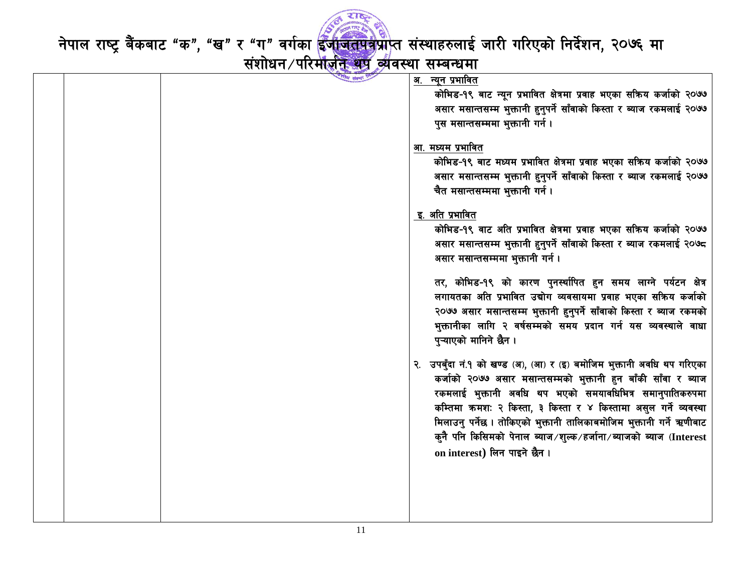अ. न्यून प्रभावित

कोभिड-१९ बाट न्यून प्रभावित क्षेत्रमा प्रवाह भएका सक्रिय कर्जाको २०७७ असार मसान्तसम्म भुक्तानी हुनुपर्ने साँवाको किस्ता र ब्याज रकमलाई २०७७ पुस मसान्तसम्ममा भुक्तानी गर्न ।

आ. मध्यम प्रभावित

कोभिड-१९ बाट मध्यम प्रभावित क्षेत्रमा प्रवाह भएका सक्रिय कर्जाको २०७७ असार मसान्तसम्म भुक्तानी हुनुपर्ने साँवाको किस्ता र ब्याज रकमलाई २०७७ चैत मसान्तसम्ममा भुक्तानी गर्न ।

इ. अति प्रभावित

कोभिड-१९ वाट अति प्रभावित क्षेत्रमा प्रवाह भएका सक्रिय कर्जाको २०७७ असार मसान्तसम्म भुक्तानी हुनुपर्ने साँवाको किस्ता र ब्याज रकमलाई २०७८ असार मसान्तसम्ममा भुक्तानी गर्न ।

तर, कोभिड-१९ को कारण पुनर्स्थापित हुन समय लाग्ने पर्यटन क्षेत्र लगायतका अति प्रभावित उद्योग व्यवसायमा प्रवाह भएका सक्रिय कर्जाको २०७७ असार मसान्तसम्म भुक्तानी हुनुपर्ने साँवाको किस्ता र ब्याज रकमको भुक्तानीका लागि २ वर्षसम्मको समय प्रदान गर्न यस व्यवस्थाले वाधा पुर्‍याएको मानिने छैन ।

२. उपबुँदा नं.१ को खण्ड (अ), (आ) र (इ) बमोजिम भुक्तानी अवधि थप गरिएका कर्जाको २०७७ असार मसान्तसम्मको भुक्तानी हुन बाँकी साँवा र ब्याज रकमलाई भुक्तानी अवधि थप भएको समयावधिभित्र समानुपातिकरुपमा कम्तिमा क्रमश: २ किस्ता, ३ किस्ता र ४ किस्तामा असुल गर्ने व्यवस्था मिलाउनु पर्नेछ । तोकिएको भुक्तानी तालिकाबमोजिम भुक्तानी गर्ने ऋणीबाट कुनै पनि किसिमको पेनाल ब्याज/शुल्क/हर्जाना/ब्याजको ब्याज (**Interest on interest**) लिन पाइने छैन ।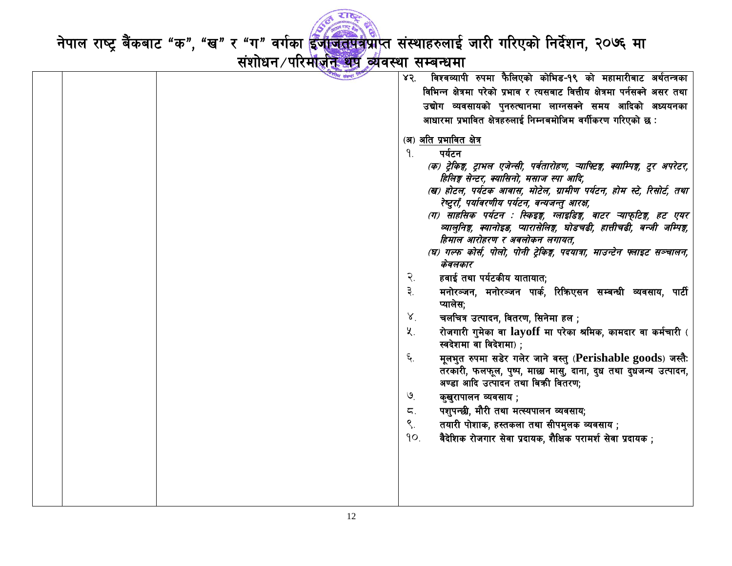# नेपाल राष्ट्र बैंकबाट "क", "ख" र "ग" वर्गका इजाजतपत्रप्राप्त संस्थाहरुलाई जारी गरिएको निर्देशन, २०७६ मा संशोधन/परिमार्जन थप व्यवस्था सम्बन्धमा

| | | | |
|---|---|---|---|
| | | | ४२. विश्वव्यापी रुपमा फैलिएको कोभिड-१९ को महामारीबाट अर्थतन्त्रका विभिन्न क्षेत्रमा परेको प्रभाव र त्यसबाट वित्तीय क्षेत्रमा पर्नसक्ने असर तथा उद्योग व्यवसायको पुनरुत्थानमा लाग्नसक्ने समय आदिको अध्ययनका आधारमा प्रभावित क्षेत्रहरुलाई निम्नबमोजिम वर्गीकरण गरिएको छ :<br><br>(अ) <u>अति प्रभावित क्षेत्र</u><br>१. पर्यटन<br>*(क) ट्रेकिङ्ग, ट्राभल एजेन्सी, पर्वतारोहण, र्‍याफ्टिङ्ग, क्याम्पिङ्ग, टुर अपरेटर, हिलिङ्ग सेन्टर, क्यासिनो, मसाज स्पा आदि,*<br>*(ख) होटल, पर्यटक आवास, मोटेल, ग्रामीण पर्यटन, होम स्टे, रिसोर्ट, तथा रेष्टुराँ, पर्यावरणीय पर्यटन, वन्यजन्तु आरक्ष,*<br>*(ग) साहसिक पर्यटन : स्किइङ्ग, ग्लाइडिङ्ग, वाटर र्‍याफ्टिङ्ग, हट एयर व्यालुनिङ्ग, क्यानोइङ, प्यारासेलिङ्ग, घोडचढी, हात्तीचढी, बन्जी जम्पिङ्ग, हिमाल आरोहरण र अवलोकन लगायत,*<br>*(घ) गल्फ कोर्स, पोलो, पोनी ट्रेकिङ्ग, पदयात्रा, माउन्टेन फ्लाइट सञ्चालन, केवलकार*<br>२. हवाई तथा पर्यटकीय यातायात;<br>३. मनोरञ्जन, मनोरञ्जन पार्क, रिक्रिएसन सम्बन्धी व्यवसाय, पार्टी प्यालेस;<br>४. चलचित्र उत्पादन, वितरण, सिनेमा हल ;<br>५. रोजगारी गुमेका वा **layoff** मा परेका श्रमिक, कामदार वा कर्मचारी ( स्वदेशमा वा विदेशमा) ;<br>६. मूलभुत रुपमा सडेर गलेर जाने वस्तु (**Perishable goods**) जस्तै: तरकारी, फलफूल, पुष्प, माछा मासु, दाना, दुध तथा दुधजन्य उत्पादन, अण्डा आदि उत्पादन तथा बिक्री वितरण;<br>७. कुखुरापालन व्यवसाय ;<br>८. पशुपन्छी, मौरी तथा मत्स्यपालन व्यवसाय;<br>९. तयारी पोशाक, हस्तकला तथा सीपमुलक व्यवसाय ;<br>१०. वैदेशिक रोजगार सेवा प्रदायक, शैक्षिक परामर्श सेवा प्रदायक ; |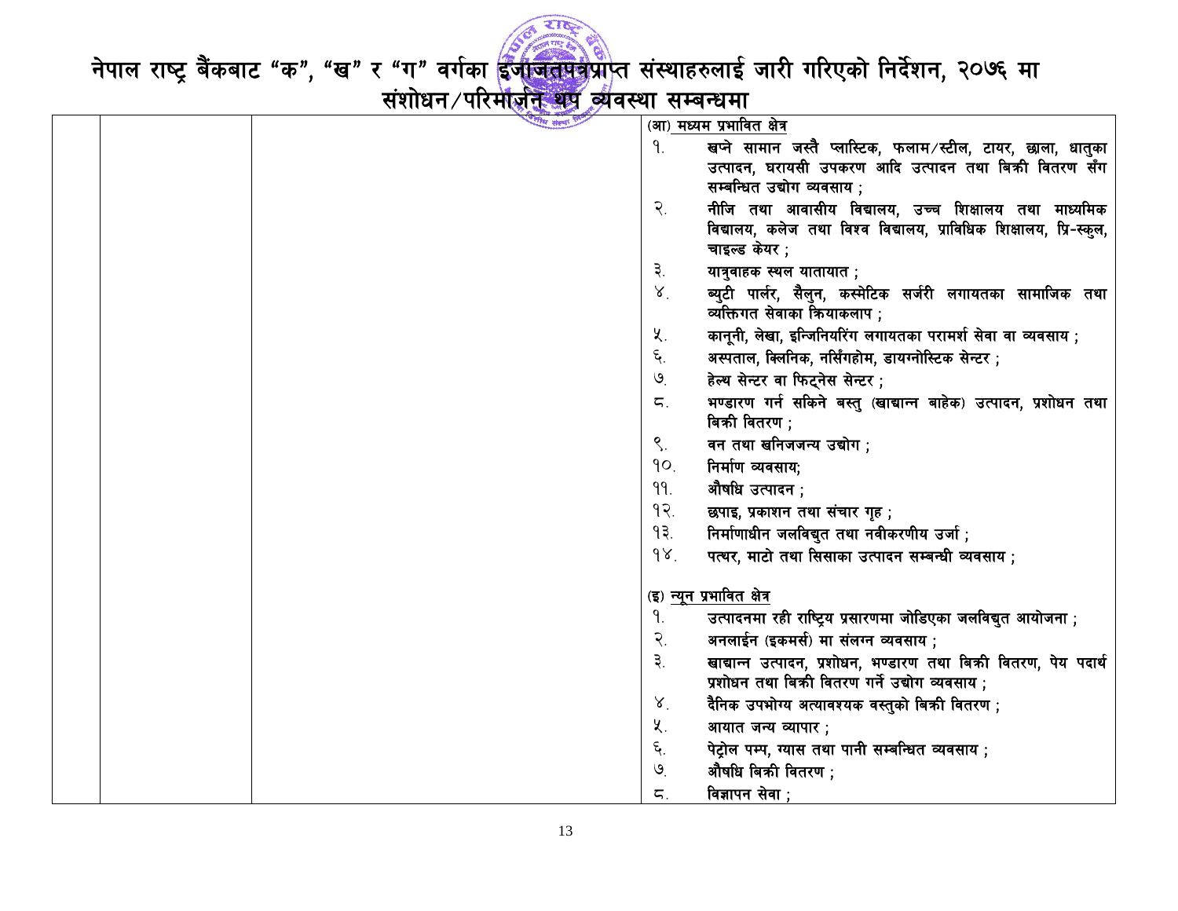# नेपाल राष्ट्र बैंकबाट "क", "ख" र "ग" वर्गका इजाजतपत्रप्राप्त संस्थाहरुलाई जारी गरिएको निर्देशन, २०७६ मा संशोधन/परिमार्जन थप व्यवस्था सम्बन्धमा

| | | | |
|---|---|---|---|
| | | | (आ) मध्यम प्रभावित क्षेत्र<br>१. खप्ने सामान जस्तै प्लास्टिक, फलाम/स्टील, टायर, छाला, धातुका उत्पादन, घरायसी उपकरण आदि उत्पादन तथा बिक्री वितरण सँग सम्बन्धित उद्योग व्यवसाय ;<br>२. नीजि तथा आवासीय विद्यालय, उच्च शिक्षालय तथा माध्यमिक विद्यालय, कलेज तथा विश्व विद्यालय, प्राविधिक शिक्षालय, प्रि-स्कुल, चाइल्ड केयर ;<br>३. यात्रुवाहक स्थल यातायात ;<br>४. ब्युटी पार्लर, सैलुन, कस्मेटिक सर्जरी लगायतका सामाजिक तथा व्यक्तिगत सेवाका क्रियाकलाप ;<br>५. कानूनी, लेखा, इन्जिनियरिंग लगायतका परामर्श सेवा वा व्यवसाय ;<br>६. अस्पताल, क्लिनिक, नर्सिंगहोम, डायग्नोस्टिक सेन्टर ;<br>७. हेल्थ सेन्टर वा फिट्नेस सेन्टर ;<br>८. भण्डारण गर्न सकिने बस्तु (खाद्यान्न बाहेक) उत्पादन, प्रशोधन तथा बिक्री वितरण ;<br>९. वन तथा खनिजजन्य उद्योग ;<br>१०. निर्माण व्यवसाय;<br>११. औषधि उत्पादन ;<br>१२. छपाइ, प्रकाशन तथा संचार गृह ;<br>१३. निर्माणाधीन जलविद्युत तथा नवीकरणीय उर्जा ;<br>१४. पत्थर, माटो तथा सिसाका उत्पादन सम्बन्धी व्यवसाय ;<br><br>(इ) न्यून प्रभावित क्षेत्र<br>१. उत्पादनमा रही राष्ट्रिय प्रसारणमा जोडिएका जलविद्युत आयोजना ;<br>२. अनलाईन (इकमर्स) मा संलग्न व्यवसाय ;<br>३. खाद्यान्न उत्पादन, प्रशोधन, भण्डारण तथा बिक्री वितरण, पेय पदार्थ प्रशोधन तथा बिक्री वितरण गर्ने उद्योग व्यवसाय ;<br>४. दैनिक उपभोग्य अत्यावश्यक वस्तुको बिक्री वितरण ;<br>५. आयात जन्य व्यापार ;<br>६. पेट्रोल पम्प, ग्यास तथा पानी सम्बन्धित व्यवसाय ;<br>७. औषधि बिक्री वितरण ;<br>८. विज्ञापन सेवा ; |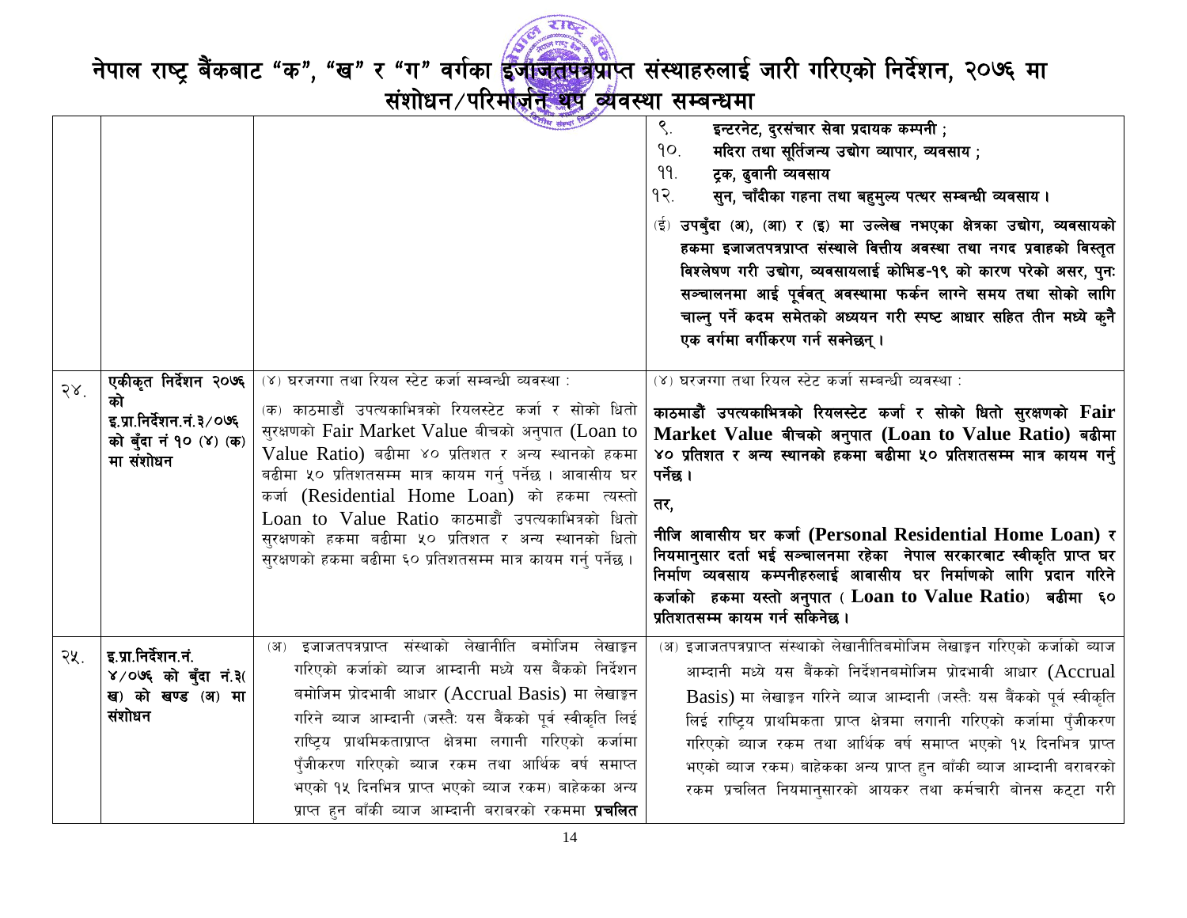# नेपाल राष्ट्र बैंकबाट "क", "ख" र "ग" वर्गका इजाजतपत्रप्राप्त संस्थाहरुलाई जारी गरिएको निर्देशन, २०७६ मा संशोधन/परिमार्जन थप व्यवस्था सम्बन्धमा

| | | | |
|---|---|---|---|
| | | | ९. इन्टरनेट, दुरसंचार सेवा प्रदायक कम्पनी ;<br>१०. मदिरा तथा सूर्तिजन्य उद्योग व्यापार, व्यवसाय ;<br>११. ट्रक, ढुवानी व्यवसाय<br>१२. सुन, चाँदीका गहना तथा बहुमुल्य पत्थर सम्बन्धी व्यवसाय ।<br>(ई) उपबुँदा (अ), (आ) र (इ) मा उल्लेख नभएका क्षेत्रका उद्योग, व्यवसायको हकमा इजाजतपत्रप्राप्त संस्थाले वित्तीय अवस्था तथा नगद प्रवाहको विस्तृत विश्लेषण गरी उद्योग, व्यवसायलाई कोभिड-१९ को कारण परेको असर, पुनः सञ्चालनमा आई पूर्ववत् अवस्थामा फर्कन लाग्ने समय तथा सोको लागि चाल्नु पर्ने कदम समेतको अध्ययन गरी स्पष्ट आधार सहित तीन मध्ये कुनै एक वर्गमा वर्गीकरण गर्न सक्नेछन् । |
| २४. | **एकीकृत निर्देशन २०७६ को इ.प्रा.निर्देशन.नं.३/०७६ को बुँदा नं १० (४) (क) मा संशोधन** | (४) घरजग्गा तथा रियल स्टेट कर्जा सम्बन्धी व्यवस्था :<br>(क) काठमाडौं उपत्यकाभित्रको रियलस्टेट कर्जा र सोको धितो सुरक्षणको Fair Market Value बीचको अनुपात (Loan to Value Ratio) बढीमा ४० प्रतिशत र अन्य स्थानको हकमा बढीमा ५० प्रतिशतसम्म मात्र कायम गर्नु पर्नेछ । आवासीय घर कर्जा (Residential Home Loan) को हकमा त्यस्तो Loan to Value Ratio काठमाडौं उपत्यकाभित्रको धितो सुरक्षणको हकमा बढीमा ५० प्रतिशत र अन्य स्थानको धितो सुरक्षणको हकमा बढीमा ६० प्रतिशतसम्म मात्र कायम गर्नु पर्नेछ । | (४) घरजग्गा तथा रियल स्टेट कर्जा सम्बन्धी व्यवस्था :<br>**काठमाडौं उपत्यकाभित्रको रियलस्टेट कर्जा र सोको धितो सुरक्षणको Fair Market Value बीचको अनुपात (Loan to Value Ratio) बढीमा ४० प्रतिशत र अन्य स्थानको हकमा बढीमा ५० प्रतिशतसम्म मात्र कायम गर्नु पर्नेछ ।**<br>**तर,**<br>**नीजि आवासीय घर कर्जा (Personal Residential Home Loan) र नियमानुसार दर्ता भई सञ्चालनमा रहेका नेपाल सरकारबाट स्वीकृति प्राप्त घर निर्माण व्यवसाय कम्पनीहरुलाई आवासीय घर निर्माणको लागि प्रदान गरिने कर्जाको हकमा यस्तो अनुपात ( Loan to Value Ratio) बढीमा ६० प्रतिशतसम्म कायम गर्न सकिनेछ ।** |
| २५. | **इ.प्रा.निर्देशन.नं. ४/०७६ को बुँदा नं.३( ख) को खण्ड (अ) मा संशोधन** | (अ) इजाजतपत्रप्राप्त संस्थाको लेखानीति बमोजिम लेखाङ्कन गरिएको कर्जाको ब्याज आम्दानी मध्ये यस बैंकको निर्देशन बमोजिम प्रोदभावी आधार (Accrual Basis) मा लेखाङ्कन गरिने ब्याज आम्दानी (जस्तैः यस बैंकको पूर्व स्वीकृति लिई राष्ट्रिय प्राथमिकताप्राप्त क्षेत्रमा लगानी गरिएको कर्जामा पुँजीकरण गरिएको ब्याज रकम तथा आर्थिक वर्ष समाप्त भएको १५ दिनभित्र प्राप्त भएको ब्याज रकम) बाहेकका अन्य प्राप्त हुन बाँकी ब्याज आम्दानी बराबरको रकममा **प्रचलित** | (अ) इजाजतपत्रप्राप्त संस्थाको लेखानीतिबमोजिम लेखाङ्कन गरिएको कर्जाको ब्याज आम्दानी मध्ये यस बैंकको निर्देशनबमोजिम प्रोदभावी आधार (Accrual Basis) मा लेखाङ्कन गरिने ब्याज आम्दानी (जस्तैः यस बैंकको पूर्व स्वीकृति लिई राष्ट्रिय प्राथमिकता प्राप्त क्षेत्रमा लगानी गरिएको कर्जामा पुँजीकरण गरिएको ब्याज रकम तथा आर्थिक वर्ष समाप्त भएको १५ दिनभित्र प्राप्त भएको ब्याज रकम) बाहेकका अन्य प्राप्त हुन बाँकी ब्याज आम्दानी बराबरको रकम प्रचलित नियमानुसारको आयकर तथा कर्मचारी बोनस कट्टा गरी |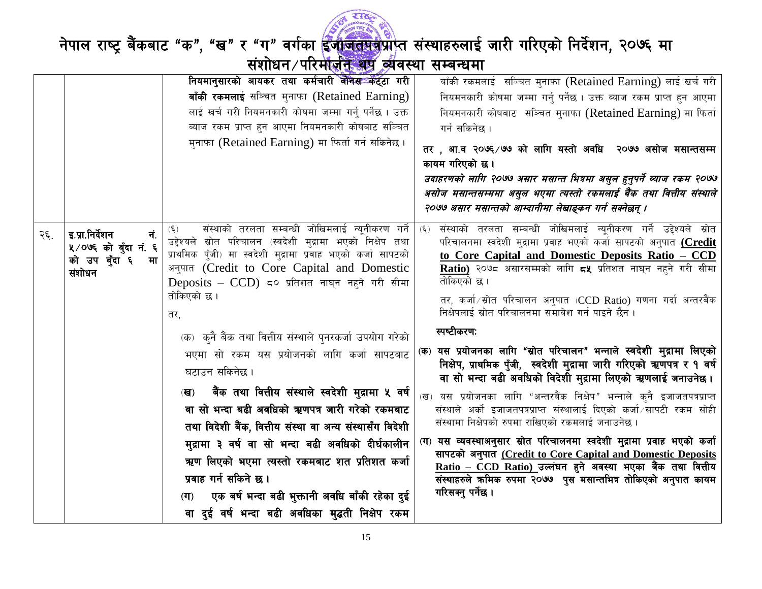# नेपाल राष्ट्र बैंकबाट "क", "ख" र "ग" वर्गका इजाजतपत्रप्राप्त संस्थाहरुलाई जारी गरिएको निर्देशन, २०७६ मा संशोधन/परिमार्जन थप व्यवस्था सम्बन्धमा

| | | | |
|---|---|---|---|
| | | नियमानुसारको आयकर तथा कर्मचारी बोनस कट्टा गरी **बाँकी रकमलाई** सञ्चित मुनाफा (Retained Earning) लाई खर्च गरी नियमनकारी कोषमा जम्मा गर्नु पर्नेछ । उक्त ब्याज रकम प्राप्त हुन आएमा नियमनकारी कोषबाट सञ्चित मुनाफा (Retained Earning) मा फिर्ता गर्न सकिनेछ । | बाँकी रकमलाई सञ्चित मुनाफा (Retained Earning) लाई खर्च गरी नियमनकारी कोषमा जम्मा गर्नु पर्नेछ । उक्त ब्याज रकम प्राप्त हुन आएमा नियमनकारी कोषबाट सञ्चित मुनाफा (Retained Earning) मा फिर्ता गर्न सकिनेछ ।<br><br>**तर , आ.व २०७६/७७ को लागि यस्तो अवधि २०७७ असोज मसान्तसम्म कायम गरिएको छ ।**<br>***उदाहरणको लागि २०७७ असार मसान्त भित्रमा असुल हुनुपर्ने ब्याज रकम २०७७ असोज मसान्तसम्ममा असुल भएमा त्यस्तो रकमलाई बैंक तथा वित्तीय संस्थाले २०७७ असार मसान्तको आम्दानीमा लेखाङ्कन गर्न सक्नेछन् ।*** |
| २६. | **इ.प्रा.निर्देशन नं. ५/०७६ को बुँदा नं. ६ को उप बुँदा ६ मा संशोधन** | (६) संस्थाको तरलता सम्बन्धी जोखिमलाई न्यूनीकरण गर्ने उद्देश्यले स्रोत परिचालन (स्वदेशी मुद्रामा भएको निक्षेप तथा प्राथमिक पुँजी) मा स्वदेशी मुद्रामा प्रवाह भएको कर्जा सापटको अनुपात (Credit to Core Capital and Domestic Deposits – CCD) ८० प्रतिशत नाघ्न नहुने गरी सीमा तोकिएको छ ।<br><br>तर,<br><br>(क) कुनै बैंक तथा वित्तीय संस्थाले पुनरकर्जा उपयोग गरेको भएमा सो रकम यस प्रयोजनको लागि कर्जा सापटबाट घटाउन सकिनेछ ।<br><br>**(ख) बैंक तथा वित्तीय संस्थाले स्वदेशी मुद्रामा ५ वर्ष वा सो भन्दा बढी अवधिको ऋणपत्र जारी गरेको रकमबाट तथा विदेशी बैंक, वित्तीय संस्था वा अन्य संस्थासँग विदेशी मुद्रामा ३ वर्ष वा सो भन्दा बढी अवधिको दीर्घकालीन ऋण लिएको भएमा त्यस्तो रकमबाट शत प्रतिशत कर्जा प्रवाह गर्न सकिने छ ।**<br><br>**(ग) एक बर्ष भन्दा बढी भुक्तानी अवधि बाँकी रहेका दुई वा दुई वर्ष भन्दा बढी अवधिका मुद्धती निक्षेप रकम** | (६) संस्थाको तरलता सम्बन्धी जोखिमलाई न्यूनीकरण गर्ने उद्देश्यले स्रोत परिचालनमा स्वदेशी मुद्रामा प्रवाह भएको कर्जा सापटको अनुपात **(Credit to Core Capital and Domestic Deposits Ratio – CCD Ratio)** २०७८ असारसम्मको लागि **८५** प्रतिशत नाघ्न नहुने गरी सीमा तोकिएको छ ।<br><br>तर, कर्जा/स्रोत परिचालन अनुपात (CCD Ratio) गणना गर्दा अन्तरबैंक निक्षेपलाई स्रोत परिचालनमा समावेश गर्न पाइने छैन ।<br><br>**स्पष्टीकरणः**<br><br>**(क) यस प्रयोजनका लागि "स्रोत परिचालन" भन्नाले स्वदेशी मुद्रामा लिएको निक्षेप, प्राथमिक पुँजी, स्वदेशी मुद्रामा जारी गरिएको ऋणपत्र र १ वर्ष वा सो भन्दा बढी अवधिको विदेशी मुद्रामा लिएको ऋणलाई जनाउनेछ ।**<br><br>(ख) यस प्रयोजनका लागि "अन्तरबैंक निक्षेप" भन्नाले कुनै इजाजतपत्रप्राप्त संस्थाले अर्को इजाजतपत्रप्राप्त संस्थालाई दिएको कर्जा/सापटी रकम सोही संस्थामा निक्षेपको रुपमा राखिएको रकमलाई जनाउनेछ ।<br><br>**(ग) यस व्यवस्थाअनुसार स्रोत परिचालनमा स्वदेशी मुद्रामा प्रवाह भएको कर्जा सापटको अनुपात (Credit to Core Capital and Domestic Deposits Ratio – CCD Ratio) उल्लंघन हुने अवस्था भएका बैंक तथा वित्तीय संस्थाहरुले क्रमिक रुपमा २०७७ पुस मसान्तभित्र तोकिएको अनुपात कायम गरिसक्नु पर्नेछ ।** |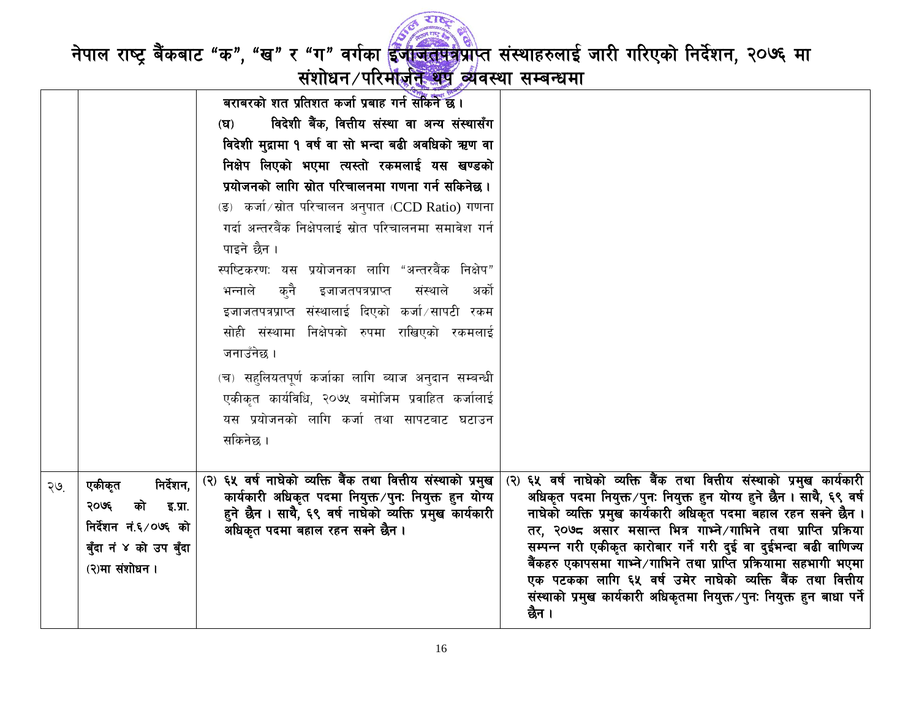# नेपाल राष्ट्र बैंकबाट "क", "ख" र "ग" वर्गका इजाजतपत्रप्राप्त संस्थाहरुलाई जारी गरिएको निर्देशन, २०७६ मा संशोधन/परिमार्जन थप व्यवस्था सम्बन्धमा

| | | | |
|---|---|---|---|
| | | **बराबरको शत प्रतिशत कर्जा प्रवाह गर्न सकिने छ।**<br>**(घ) विदेशी बैंक, वित्तीय संस्था वा अन्य संस्थासँग विदेशी मुद्रामा १ वर्ष वा सो भन्दा बढी अवधिको ऋण वा निक्षेप लिएको भएमा त्यस्तो रकमलाई यस खण्डको प्रयोजनको लागि स्रोत परिचालनमा गणना गर्न सकिनेछ।**<br>(ङ) कर्जा/स्रोत परिचालन अनुपात (CCD Ratio) गणना गर्दा अन्तरबैंक निक्षेपलाई स्रोत परिचालनमा समावेश गर्न पाइने छैन।<br>स्पष्टिकरणः यस प्रयोजनका लागि "अन्तरबैंक निक्षेप" भन्नाले कुनै इजाजतपत्रप्राप्त संस्थाले अर्को इजाजतपत्रप्राप्त संस्थालाई दिएको कर्जा/सापटी रकम सोही संस्थामा निक्षेपको रुपमा राखिएको रकमलाई जनाउँनेछ।<br>(च) सहुलियतपूर्ण कर्जाका लागि ब्याज अनुदान सम्बन्धी एकीकृत कार्यविधि, २०७५ बमोजिम प्रवाहित कर्जालाई यस प्रयोजनको लागि कर्जा तथा सापटबाट घटाउन सकिनेछ। | |
| २७. | **एकीकृत निर्देशन, २०७६ को इ.प्रा. निर्देशन नं.६/०७६ को बुँदा नं ४ को उप बुँदा (२)मा संशोधन।** | **(२) ६५ वर्ष नाघेको व्यक्ति बैंक तथा वित्तीय संस्थाको प्रमुख कार्यकारी अधिकृत पदमा नियुक्त/पुनः नियुक्त हुन योग्य हुने छैन। साथै, ६९ वर्ष नाघेको व्यक्ति प्रमुख कार्यकारी अधिकृत पदमा बहाल रहन सक्ने छैन।** | **(२) ६५ वर्ष नाघेको व्यक्ति बैंक तथा वित्तीय संस्थाको प्रमुख कार्यकारी अधिकृत पदमा नियुक्त/पुनः नियुक्त हुन योग्य हुने छैन। साथै, ६९ वर्ष नाघेको व्यक्ति प्रमुख कार्यकारी अधिकृत पदमा बहाल रहन सक्ने छैन। तर, २०७८ असार मसान्त भित्र गाभ्ने/गाभिने तथा प्राप्ति प्रक्रिया सम्पन्न गरी एकीकृत कारोबार गर्ने गरी दुई वा दुईभन्दा बढी वाणिज्य बैंकहरु एकापसमा गाभ्ने/गाभिने तथा प्राप्ति प्रक्रियामा सहभागी भएमा एक पटकका लागि ६५ वर्ष उमेर नाघेको व्यक्ति बैंक तथा वित्तीय संस्थाको प्रमुख कार्यकारी अधिकृतमा नियुक्त/पुनः नियुक्त हुन बाधा पर्ने छैन।** |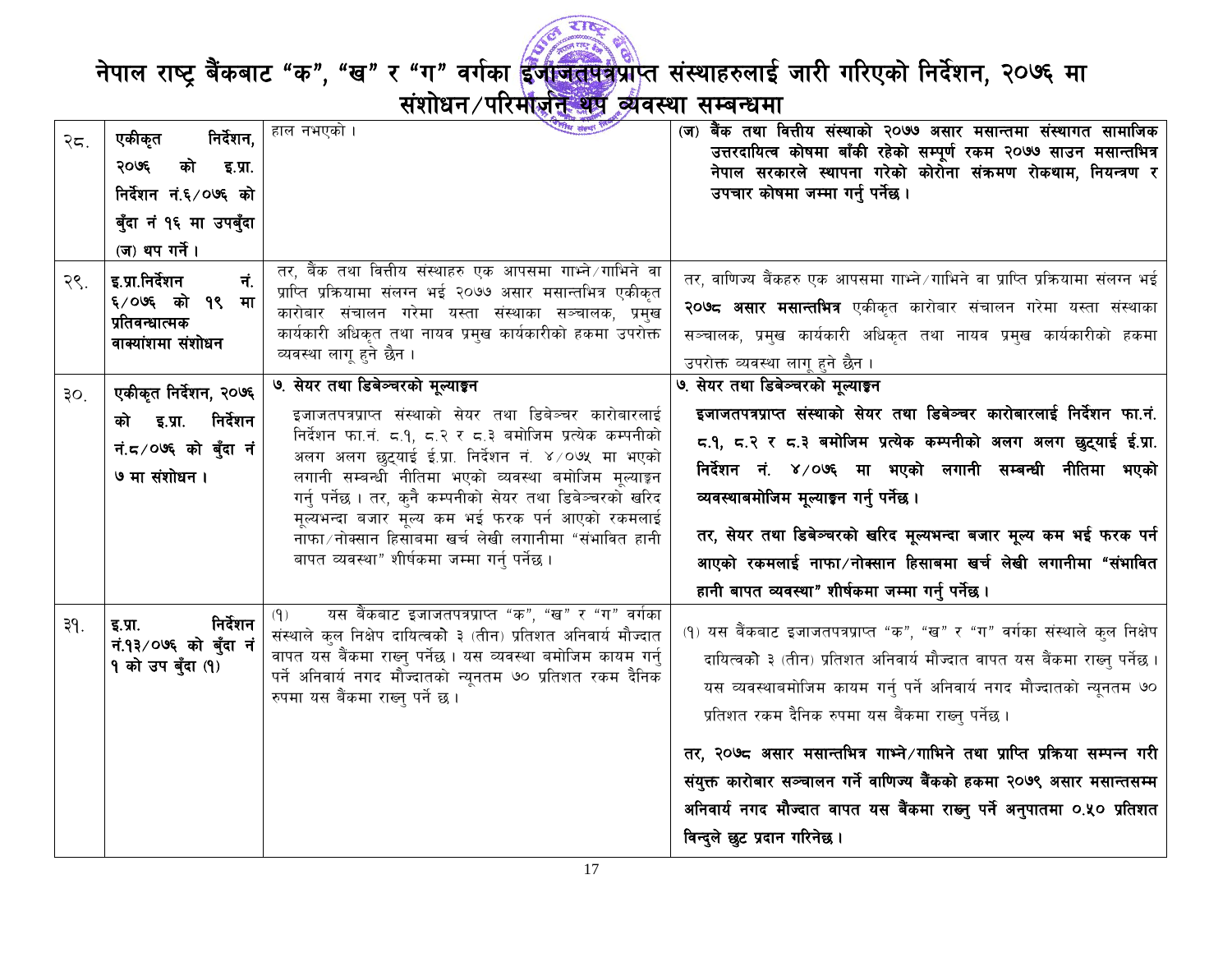# नेपाल राष्ट्र बैंकबाट "क", "ख" र "ग" वर्गका इजाजतपत्रप्राप्त संस्थाहरुलाई जारी गरिएको निर्देशन, २०७६ मा संशोधन/परिमार्जन थप व्यवस्था सम्बन्धमा

| | | | |
|---|---|---|---|
| २८. | **एकीकृत निर्देशन, २०७६ को इ.प्रा. निर्देशन नं.६/०७६ को बुँदा नं १६ मा उपबुँदा (ज) थप गर्ने ।** | हाल नभएको । | **(ज) बैंक तथा वित्तीय संस्थाको २०७७ असार मसान्तमा संस्थागत सामाजिक उत्तरदायित्व कोषमा बाँकी रहेको सम्पूर्ण रकम २०७७ साउन मसान्तभित्र नेपाल सरकारले स्थापना गरेको कोरोना संक्रमण रोकथाम, नियन्त्रण र उपचार कोषमा जम्मा गर्नु पर्नेछ ।** |
| २९. | **इ.प्रा.निर्देशन नं. ६/०७६ को १९ मा प्रतिबन्धात्मक वाक्यांशमा संशोधन** | तर, बैंक तथा वित्तीय संस्थाहरु एक आपसमा गाभ्ने/गाभिने वा प्राप्ति प्रक्रियामा संलग्न भई २०७७ असार मसान्तभित्र एकीकृत कारोबार संचालन गरेमा यस्ता संस्थाका सञ्चालक, प्रमुख कार्यकारी अधिकृत तथा नायव प्रमुख कार्यकारीको हकमा उपरोक्त व्यवस्था लागू हुने छैन । | तर, वाणिज्य बैंकहरु एक आपसमा गाभ्ने/गाभिने वा प्राप्ति प्रक्रियामा संलग्न भई **२०७८ असार मसान्तभित्र** एकीकृत कारोबार संचालन गरेमा यस्ता संस्थाका सञ्चालक, प्रमुख कार्यकारी अधिकृत तथा नायव प्रमुख कार्यकारीको हकमा उपरोक्त व्यवस्था लागू हुने छैन । |
| ३०. | **एकीकृत निर्देशन, २०७६ को इ.प्रा. निर्देशन नं.८/०७६ को बुँदा नं ७ मा संशोधन ।** | **७. सेयर तथा डिबेञ्चरको मूल्याङ्कन**<br>इजाजतपत्रप्राप्त संस्थाको सेयर तथा डिबेञ्चर कारोबारलाई निर्देशन फा.नं. ८.१, ८.२ र ८.३ बमोजिम प्रत्येक कम्पनीको अलग अलग छुट्याई ई.प्रा. निर्देशन नं. ४/०७५ मा भएको लगानी सम्बन्धी नीतिमा भएको व्यवस्था बमोजिम मूल्याङ्कन गर्नु पर्नेछ । तर, कुनै कम्पनीको सेयर तथा डिबेञ्चरको खरिद मूल्यभन्दा बजार मूल्य कम भई फरक पर्न आएको रकमलाई नाफा/नोक्सान हिसाबमा खर्च लेखी लगानीमा "संभावित हानी बापत व्यवस्था" शीर्षकमा जम्मा गर्नु पर्नेछ । | **७. सेयर तथा डिबेञ्चरको मूल्याङ्कन**<br>**इजाजतपत्रप्राप्त संस्थाको सेयर तथा डिबेञ्चर कारोबारलाई निर्देशन फा.नं. ८.१, ८.२ र ८.३ बमोजिम प्रत्येक कम्पनीको अलग अलग छुट्याई ई.प्रा. निर्देशन नं. ४/०७६ मा भएको लगानी सम्बन्धी नीतिमा भएको व्यवस्थाबमोजिम मूल्याङ्कन गर्नु पर्नेछ ।**<br>**तर, सेयर तथा डिबेञ्चरको खरिद मूल्यभन्दा बजार मूल्य कम भई फरक पर्न आएको रकमलाई नाफा/नोक्सान हिसाबमा खर्च लेखी लगानीमा "संभावित हानी बापत व्यवस्था" शीर्षकमा जम्मा गर्नु पर्नेछ ।** |
| ३१. | **इ.प्रा. निर्देशन नं.१३/०७६ को बुँदा नं १ को उप बुँदा (१)** | (१) यस बैंकबाट इजाजतपत्रप्राप्त "क", "ख" र "ग" वर्गका संस्थाले कुल निक्षेप दायित्वको ३ (तीन) प्रतिशत अनिवार्य मौज्दात बापत यस बैंकमा राख्नु पर्नेछ । यस व्यवस्था बमोजिम कायम गर्नु पर्ने अनिवार्य नगद मौज्दातको न्यूनतम ७० प्रतिशत रकम दैनिक रुपमा यस बैंकमा राख्नु पर्ने छ । | (१) यस बैंकबाट इजाजतपत्रप्राप्त "क", "ख" र "ग" वर्गका संस्थाले कुल निक्षेप दायित्वको ३ (तीन) प्रतिशत अनिवार्य मौज्दात बापत यस बैंकमा राख्नु पर्नेछ । यस व्यवस्थाबमोजिम कायम गर्नु पर्ने अनिवार्य नगद मौज्दातको न्यूनतम ७० प्रतिशत रकम दैनिक रुपमा यस बैंकमा राख्नु पर्नेछ ।<br>**तर, २०७८ असार मसान्तभित्र गाभ्ने/गाभिने तथा प्राप्ति प्रक्रिया सम्पन्न गरी संयुक्त कारोबार सञ्चालन गर्ने वाणिज्य बैंकको हकमा २०७९ असार मसान्तसम्म अनिवार्य नगद मौज्दात बापत यस बैंकमा राख्नु पर्ने अनुपातमा ०.५० प्रतिशत विन्दुले छुट प्रदान गरिनेछ ।** |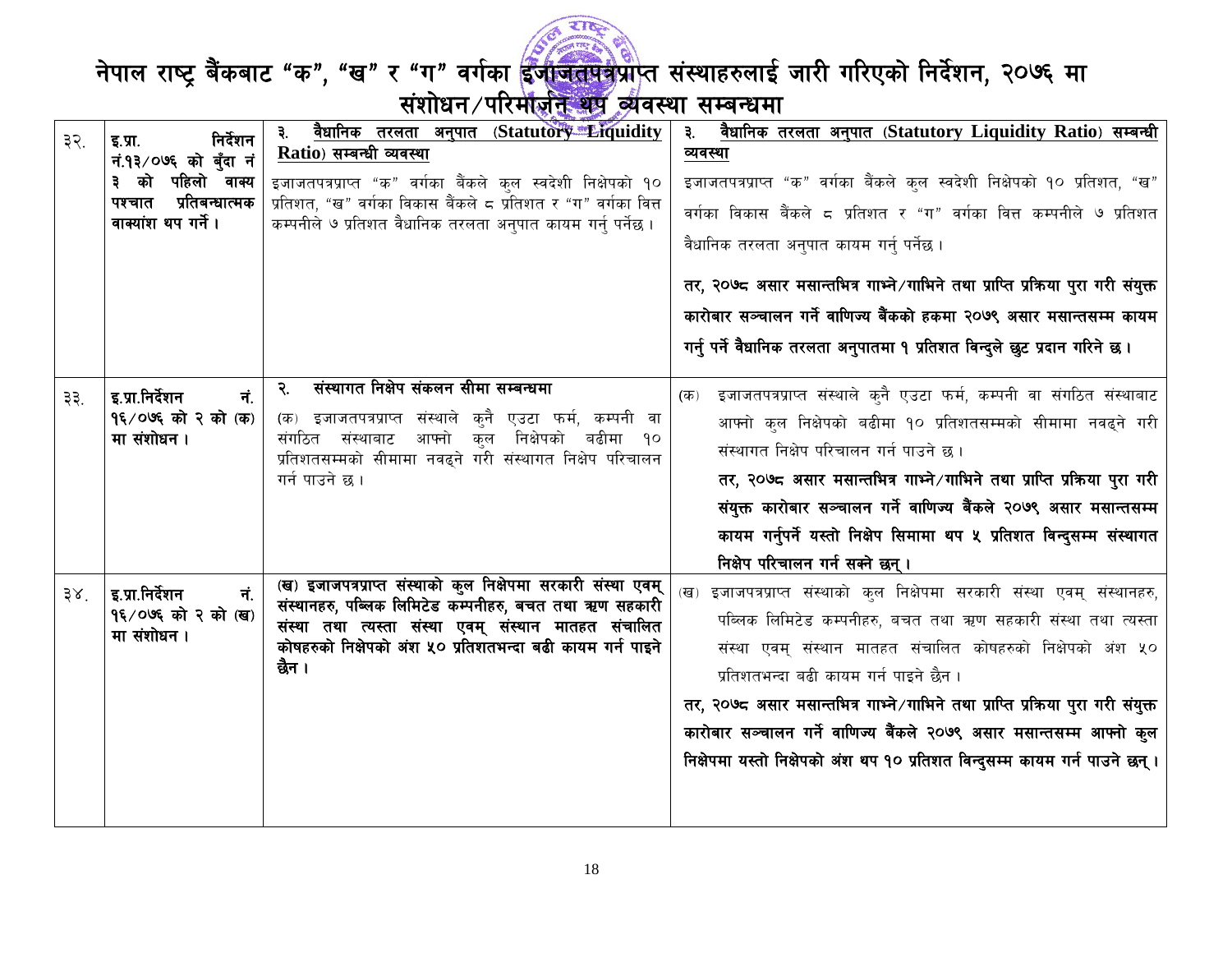# नेपाल राष्ट्र बैंकबाट "क", "ख" र "ग" वर्गका इजाजतपत्रप्राप्त संस्थाहरुलाई जारी गरिएको निर्देशन, २०७६ मा संशोधन/परिमार्जन थप व्यवस्था सम्बन्धमा

| | | | |
|---|---|---|---|
| ३२. | **इ.प्रा. निर्देशन नं.१३/०७६ को बुँदा नं ३ को पहिलो वाक्य पश्चात प्रतिबन्धात्मक वाक्यांश थप गर्ने ।** | **३. <u>वैधानिक तरलता अनुपात (Statutory Liquidity Ratio) सम्बन्धी व्यवस्था</u>**<br>इजाजतपत्रप्राप्त "क" वर्गका बैंकले कुल स्वदेशी निक्षेपको १० प्रतिशत, "ख" वर्गका विकास बैंकले ८ प्रतिशत र "ग" वर्गका वित्त कम्पनीले ७ प्रतिशत वैधानिक तरलता अनुपात कायम गर्नु पर्नेछ । | **३. <u>वैधानिक तरलता अनुपात (Statutory Liquidity Ratio) सम्बन्धी व्यवस्था</u>**<br>इजाजतपत्रप्राप्त "क" वर्गका बैंकले कुल स्वदेशी निक्षेपको १० प्रतिशत, "ख" वर्गका विकास बैंकले ८ प्रतिशत र "ग" वर्गका वित्त कम्पनीले ७ प्रतिशत वैधानिक तरलता अनुपात कायम गर्नु पर्नेछ ।<br>**तर, २०७८ असार मसान्तभित्र गाभ्ने/गाभिने तथा प्राप्ति प्रक्रिया पुरा गरी संयुक्त कारोबार सञ्चालन गर्ने वाणिज्य बैंकको हकमा २०७९ असार मसान्तसम्म कायम गर्नु पर्ने वैधानिक तरलता अनुपातमा १ प्रतिशत विन्दुले छुट प्रदान गरिने छ ।** |
| ३३. | **इ.प्रा.निर्देशन नं. १६/०७६ को २ को (क) मा संशोधन ।** | **२. संस्थागत निक्षेप संकलन सीमा सम्बन्धमा**<br>(क) इजाजतपत्रप्राप्त संस्थाले कुनै एउटा फर्म, कम्पनी वा संगठित संस्थाबाट आफ्नो कुल निक्षेपको बढीमा १० प्रतिशतसम्मको सीमामा नबढ्ने गरी संस्थागत निक्षेप परिचालन गर्न पाउने छ । | (क) इजाजतपत्रप्राप्त संस्थाले कुनै एउटा फर्म, कम्पनी वा संगठित संस्थाबाट आफ्नो कुल निक्षेपको बढीमा १० प्रतिशतसम्मको सीमामा नबढ्ने गरी संस्थागत निक्षेप परिचालन गर्न पाउने छ ।<br>**तर, २०७८ असार मसान्तभित्र गाभ्ने/गाभिने तथा प्राप्ति प्रक्रिया पुरा गरी संयुक्त कारोबार सञ्चालन गर्ने वाणिज्य बैंकले २०७९ असार मसान्तसम्म कायम गर्नुपर्ने यस्तो निक्षेप सिमामा थप ५ प्रतिशत विन्दुसम्म संस्थागत निक्षेप परिचालन गर्न सक्ने छन् ।** |
| ३४. | **इ.प्रा.निर्देशन नं. १६/०७६ को २ को (ख) मा संशोधन ।** | **(ख) इजाजपत्रप्राप्त संस्थाको कुल निक्षेपमा सरकारी संस्था एवम् संस्थानहरु, पब्लिक लिमिटेड कम्पनीहरु, बचत तथा ऋण सहकारी संस्था तथा त्यस्ता संस्था एवम् संस्थान मातहत संचालित कोषहरुको निक्षेपको अंश ५० प्रतिशतभन्दा बढी कायम गर्न पाइने छैन ।** | (ख) इजाजपत्रप्राप्त संस्थाको कुल निक्षेपमा सरकारी संस्था एवम् संस्थानहरु, पब्लिक लिमिटेड कम्पनीहरु, बचत तथा ऋण सहकारी संस्था तथा त्यस्ता संस्था एवम् संस्थान मातहत संचालित कोषहरुको निक्षेपको अंश ५० प्रतिशतभन्दा बढी कायम गर्न पाइने छैन ।<br>**तर, २०७८ असार मसान्तभित्र गाभ्ने/गाभिने तथा प्राप्ति प्रक्रिया पुरा गरी संयुक्त कारोबार सञ्चालन गर्ने वाणिज्य बैंकले २०७९ असार मसान्तसम्म आफ्नो कुल निक्षेपमा यस्तो निक्षेपको अंश थप १० प्रतिशत विन्दुसम्म कायम गर्न पाउने छन् ।** |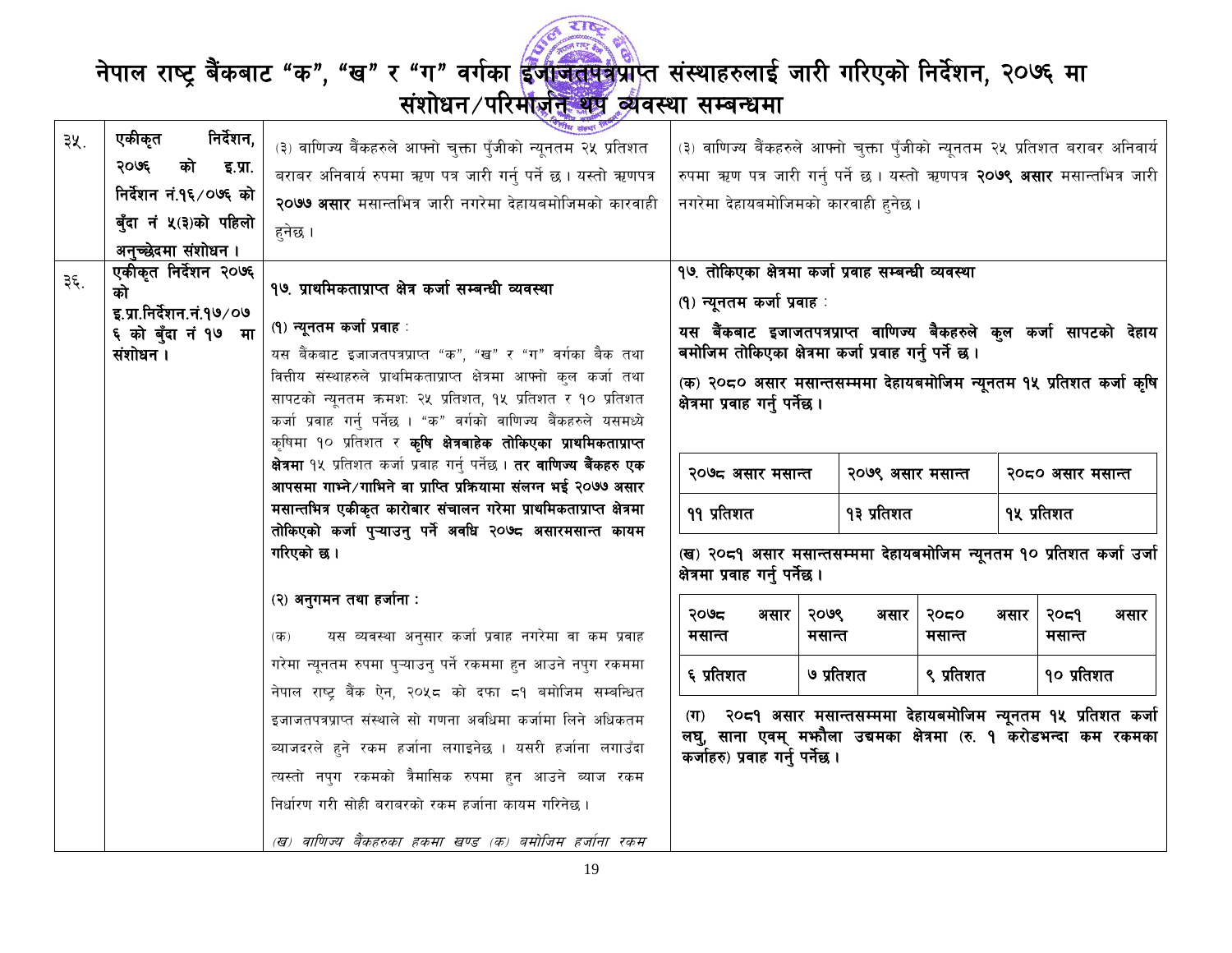# नेपाल राष्ट्र बैंकबाट "क", "ख" र "ग" वर्गका इजाजतपत्रप्राप्त संस्थाहरुलाई जारी गरिएको निर्देशन, २०७६ मा संशोधन/परिमार्जन थप व्यवस्था सम्बन्धमा

| | | | |
|---|---|---|---|
| ३५. | एकीकृत निर्देशन, २०७६ को इ.प्रा. निर्देशन नं.१६/०७६ को बुँदा नं ५(३)को पहिलो अनुच्छेदमा संशोधन । | (३) वाणिज्य बैंकहरुले आफ्नो चुक्ता पुँजीको न्यूनतम २५ प्रतिशत बराबर अनिवार्य रुपमा ऋण पत्र जारी गर्नु पर्ने छ । यस्तो ऋणपत्र **२०७७ असार** मसान्तभित्र जारी नगरेमा देहायबमोजिमको कारवाही हुनेछ । | (३) वाणिज्य बैंकहरुले आफ्नो चुक्ता पुँजीको न्यूनतम २५ प्रतिशत बराबर अनिवार्य रुपमा ऋण पत्र जारी गर्नु पर्ने छ । यस्तो ऋणपत्र **२०७९ असार** मसान्तभित्र जारी नगरेमा देहायबमोजिमको कारवाही हुनेछ । |
| ३६. | **एकीकृत निर्देशन २०७६ को इ.प्रा.निर्देशन.नं.१७/०७६ को बुँदा नं १७ मा संशोधन ।** | **१७. प्राथमिकताप्राप्त क्षेत्र कर्जा सम्बन्धी व्यवस्था**<br><br>**(१) न्यूनतम कर्जा प्रवाह :**<br>यस बैंकबाट इजाजतपत्रप्राप्त "क", "ख" र "ग" वर्गका बैक तथा वित्तीय संस्थाहरुले प्राथमिकताप्राप्त क्षेत्रमा आफ्नो कुल कर्जा तथा सापटको न्यूनतम क्रमशः २५ प्रतिशत, १५ प्रतिशत र १० प्रतिशत कर्जा प्रवाह गर्नु पर्नेछ । "क" वर्गको वाणिज्य बैंकहरुले यसमध्ये कृषिमा १० प्रतिशत र **कृषि क्षेत्रबाहेक तोकिएका प्राथमिकताप्राप्त क्षेत्रमा** १५ प्रतिशत कर्जा प्रवाह गर्नु पर्नेछ । **तर वाणिज्य बैंकहरु एक आपसमा गाभ्ने/गाभिने वा प्राप्ति प्रक्रियामा संलग्न भई २०७७ असार मसान्तभित्र एकीकृत कारोबार संचालन गरेमा प्राथमिकताप्राप्त क्षेत्रमा तोकिएको कर्जा पुऱ्याउनु पर्ने अवधि २०७८ असारमसान्त कायम गरिएको छ ।**<br><br>**(२) अनुगमन तथा हर्जाना :**<br>(क) यस व्यवस्था अनुसार कर्जा प्रवाह नगरेमा वा कम प्रवाह गरेमा न्यूनतम रुपमा पुऱ्याउनु पर्ने रकममा हुन आउने नपुग रकममा नेपाल राष्ट्र बैंक ऐन, २०५८ को दफा ८१ बमोजिम सम्बन्धित इजाजतपत्रप्राप्त संस्थाले सो गणना अवधिमा कर्जामा लिने अधिकतम ब्याजदरले हुने रकम हर्जाना लगाइनेछ । यसरी हर्जाना लगाउँदा त्यस्तो नपुग रकमको त्रैमासिक रुपमा हुन आउने ब्याज रकम निर्धारण गरी सोही बराबरको रकम हर्जाना कायम गरिनेछ ।<br><br>*(ख) वाणिज्य बैंकहरुका हकमा खण्ड (क) बमोजिम हर्जाना रकम* | **१७. तोकिएका क्षेत्रमा कर्जा प्रवाह सम्बन्धी व्यवस्था**<br><br>**(१) न्यूनतम कर्जा प्रवाह :**<br>**यस बैंकबाट इजाजतपत्रप्राप्त वाणिज्य बैंकहरुले कुल कर्जा सापटको देहाय बमोजिम तोकिएका क्षेत्रमा कर्जा प्रवाह गर्नु पर्ने छ ।**<br><br>**(क) २०८० असार मसान्तसम्ममा देहायबमोजिम न्यूनतम १५ प्रतिशत कर्जा कृषि क्षेत्रमा प्रवाह गर्नु पर्नेछ ।**<br><br>२०७८ असार मसान्त: ११ प्रतिशत; २०७९ असार मसान्त: १३ प्रतिशत; २०८० असार मसान्त: १५ प्रतिशत<br><br>**(ख) २०८१ असार मसान्तसम्ममा देहायबमोजिम न्यूनतम १० प्रतिशत कर्जा उर्जा क्षेत्रमा प्रवाह गर्नु पर्नेछ ।**<br><br>२०७८ असार मसान्त: ६ प्रतिशत; २०७९ असार मसान्त: ७ प्रतिशत; २०८० असार मसान्त: ९ प्रतिशत; २०८१ असार मसान्त: १० प्रतिशत<br><br>**(ग) २०८१ असार मसान्तसम्ममा देहायबमोजिम न्यूनतम १५ प्रतिशत कर्जा लघु, साना एवम् मझौला उद्यमका क्षेत्रमा (रु. १ करोडभन्दा कम रकमका कर्जाहरु) प्रवाह गर्नु पर्नेछ ।** |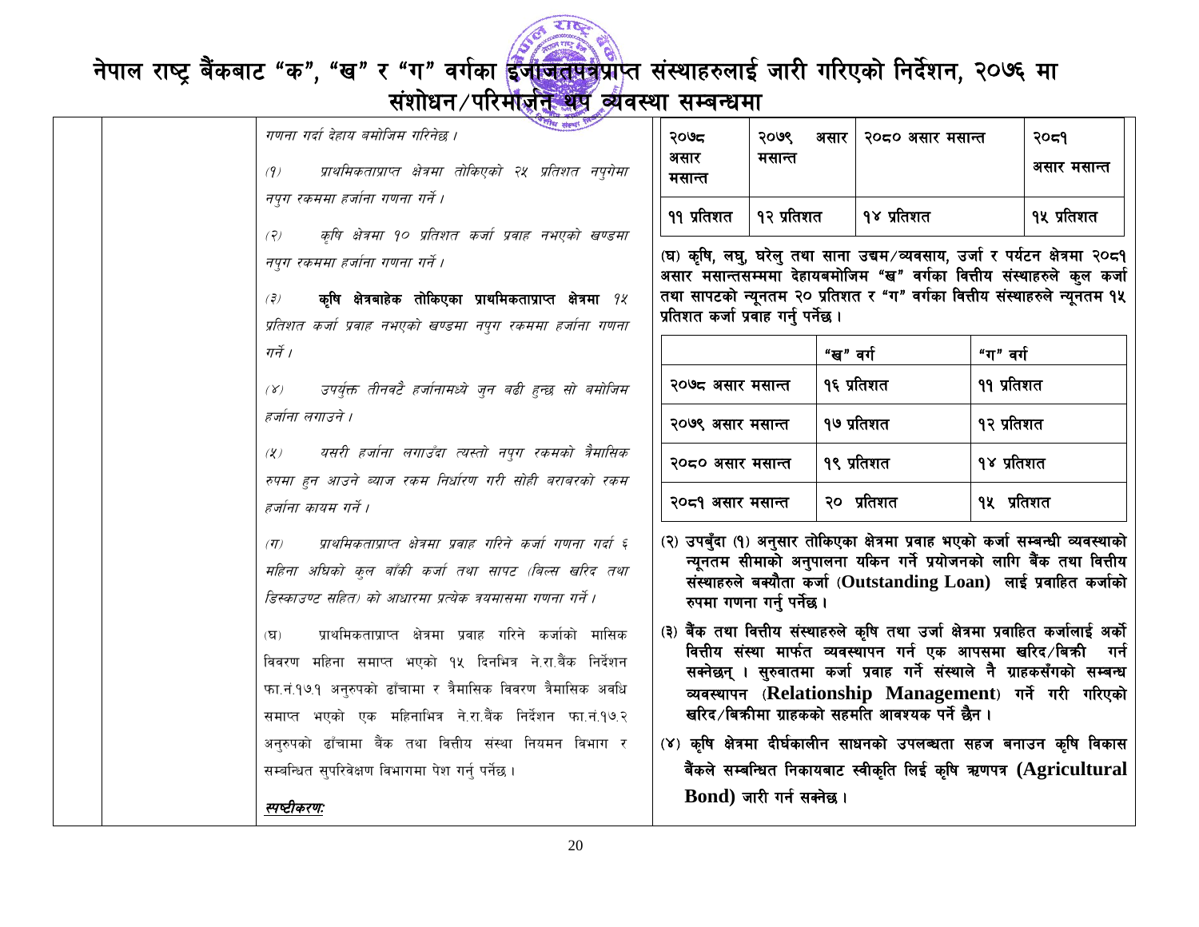# नेपाल राष्ट्र बैंकबाट “क”, “ख” र “ग” वर्गका इजाजतपत्रप्राप्त संस्थाहरुलाई जारी गरिएको निर्देशन, २०७६ मा संशोधन/परिमार्जन थप व्यवस्था सम्बन्धमा

*गणना गर्दा देहाय बमोजिम गरिनेछ ।*

*(१) प्राथमिकताप्राप्त क्षेत्रमा तोकिएको २५ प्रतिशत नपुगेमा नपुग रकममा हर्जाना गणना गर्ने ।*

*(२) कृषि क्षेत्रमा १० प्रतिशत कर्जा प्रवाह नभएको खण्डमा नपुग रकममा हर्जाना गणना गर्ने ।*

*(३)* **कृषि क्षेत्रबाहेक तोकिएका प्राथमिकताप्राप्त क्षेत्रमा** *१५ प्रतिशत कर्जा प्रवाह नभएको खण्डमा नपुग रकममा हर्जाना गणना गर्ने ।*

*(४) उपर्युक्त तीनवटै हर्जानामध्ये जुन बढी हुन्छ सो बमोजिम हर्जाना लगाउने ।*

*(५) यसरी हर्जाना लगाउँदा त्यस्तो नपुग रकमको त्रैमासिक रुपमा हुन आउने ब्याज रकम निर्धारण गरी सोही बराबरको रकम हर्जाना कायम गर्ने ।*

*(ग) प्राथमिकताप्राप्त क्षेत्रमा प्रवाह गरिने कर्जा गणना गर्दा ६ महिना अघिको कुल बाँकी कर्जा तथा सापट (बिल्स खरिद तथा डिस्काउण्ट सहित) को आधारमा प्रत्येक त्रयमासमा गणना गर्ने ।*

(घ) प्राथमिकताप्राप्त क्षेत्रमा प्रवाह गरिने कर्जाको मासिक विवरण महिना समाप्त भएको १५ दिनभित्र ने.रा.बैंक निर्देशन फा.नं.१७.१ अनुरुपको ढाँचामा र त्रैमासिक विवरण त्रैमासिक अवधि समाप्त भएको एक महिनाभित्र ने.रा.बैंक निर्देशन फा.नं.१७.२ अनुरुपको ढाँचामा बैंक तथा वित्तीय संस्था नियमन विभाग र सम्बन्धित सुपरिवेक्षण विभागमा पेश गर्नु पर्नेछ ।

***स्पष्टीकरण:***

| २०७८ असार मसान्त | २०७९ असार मसान्त | २०८० असार मसान्त | २०८१ असार मसान्त |
|---|---|---|---|
| ११ प्रतिशत | १२ प्रतिशत | १४ प्रतिशत | १५ प्रतिशत |

**(घ) कृषि, लघु, घरेलु तथा साना उद्यम/व्यवसाय, उर्जा र पर्यटन क्षेत्रमा २०८१ असार मसान्तसम्ममा देहायबमोजिम “ख” वर्गका वित्तीय संस्थाहरुले कुल कर्जा तथा सापटको न्यूनतम २० प्रतिशत र “ग” वर्गका वित्तीय संस्थाहरुले न्यूनतम १५ प्रतिशत कर्जा प्रवाह गर्नु पर्नेछ ।**

| | “ख” वर्ग | “ग” वर्ग |
|---|---|---|
| २०७८ असार मसान्त | १६ प्रतिशत | ११ प्रतिशत |
| २०७९ असार मसान्त | १७ प्रतिशत | १२ प्रतिशत |
| २०८० असार मसान्त | १९ प्रतिशत | १४ प्रतिशत |
| २०८१ असार मसान्त | २० प्रतिशत | १५ प्रतिशत |

**(२) उपबुँदा (१) अनुसार तोकिएका क्षेत्रमा प्रवाह भएको कर्जा सम्बन्धी व्यवस्थाको न्यूनतम सीमाको अनुपालना यकिन गर्ने प्रयोजनको लागि बैंक तथा वित्तीय संस्थाहरुले बक्यौता कर्जा (Outstanding Loan) लाई प्रवाहित कर्जाको रुपमा गणना गर्नु पर्नेछ ।**

**(३) बैंक तथा वित्तीय संस्थाहरुले कृषि तथा उर्जा क्षेत्रमा प्रवाहित कर्जालाई अर्को वित्तीय संस्था मार्फत व्यवस्थापन गर्न एक आपसमा खरिद/बिक्री गर्न सक्नेछन् । सुरुवातमा कर्जा प्रवाह गर्ने संस्थाले नै ग्राहकसँगको सम्बन्ध व्यवस्थापन (Relationship Management) गर्ने गरी गरिएको खरिद/बिक्रीमा ग्राहकको सहमति आवश्यक पर्ने छैन ।**

**(४) कृषि क्षेत्रमा दीर्घकालीन साधनको उपलब्धता सहज बनाउन कृषि विकास बैंकले सम्बन्धित निकायबाट स्वीकृति लिई कृषि ऋणपत्र (Agricultural Bond) जारी गर्न सक्नेछ ।**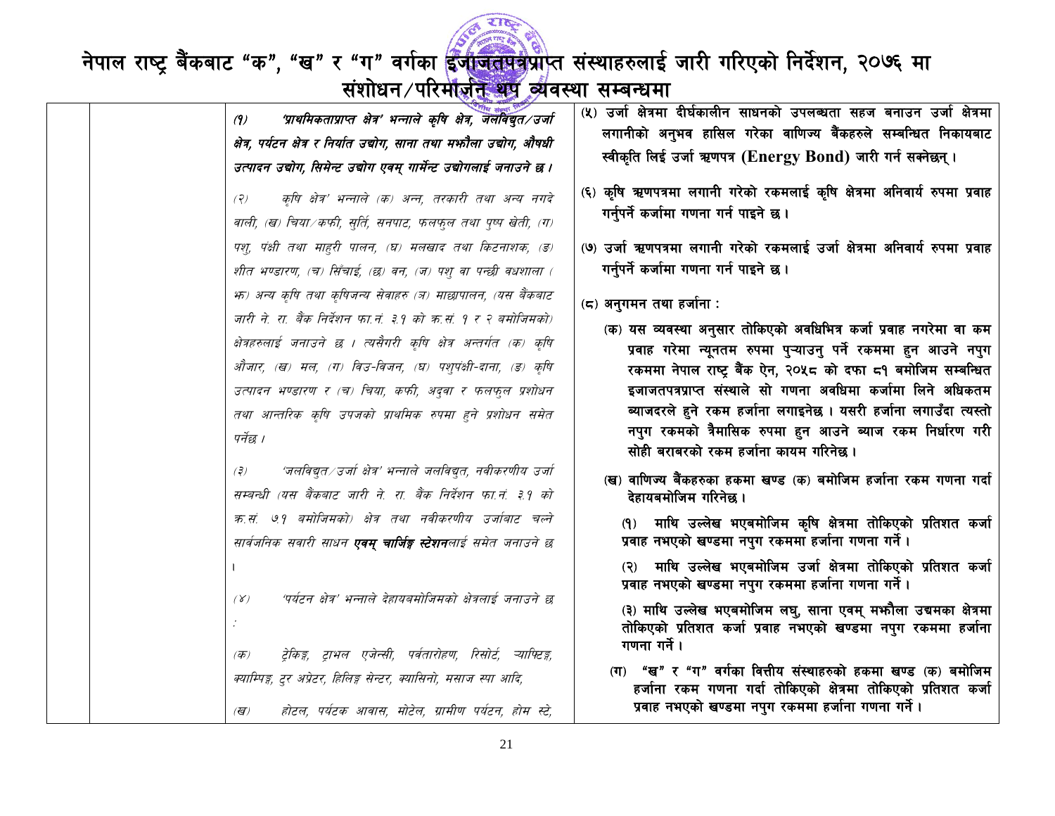# नेपाल राष्ट्र बैंकबाट "क", "ख" र "ग" वर्गका इजाजतपत्रप्राप्त संस्थाहरुलाई जारी गरिएको निर्देशन, २०७६ मा संशोधन/परिमार्जन थप व्यवस्था सम्बन्धमा

| | | | |
|---|---|---|---|
| | | *(१) 'प्राथमिकताप्राप्त क्षेत्र' भन्नाले कृषि क्षेत्र, जलविद्युत/उर्जा क्षेत्र, पर्यटन क्षेत्र र निर्यात उद्योग, साना तथा मझौला उद्योग, औषधी उत्पादन उद्योग, सिमेन्ट उद्योग एवम् गार्मेन्ट उद्योगलाई जनाउने छ।*<br><br>*(२) कृषि क्षेत्र' भन्नाले (क) अन्न, तरकारी तथा अन्य नगदे वाली, (ख) चिया/कफी, सुर्ति, सनपाट, फलफुल तथा पुष्प खेती, (ग) पशु, पंक्षी तथा माहुरी पालन, (घ) मलखाद तथा किटनाशक, (ङ) शीत भण्डारण, (च) सिंचाई, (छ) वन, (ज) पशु वा पन्छी वधशाला (झ) अन्य कृषि तथा कृषिजन्य सेवाहरु (ञ) माछापालन, (यस बैंकबाट जारी ने. रा. बैंक निर्देशन फा.नं. ३.१ को क्र.सं. १ र २ बमोजिमको) क्षेत्रहरुलाई जनाउने छ । त्यसैगरी कृषि क्षेत्र अन्तर्गत (क) कृषि औजार, (ख) मल, (ग) विउ-विजन, (घ) पशुपंक्षी-दाना, (ङ) कृषि उत्पादन भण्डारण र (च) चिया, कफी, अदुवा र फलफुल प्रशोधन तथा आन्तरिक कृषि उपजको प्राथमिक रुपमा हुने प्रशोधन समेत पर्नेछ ।*<br><br>*(३) 'जलविद्युत/उर्जा क्षेत्र' भन्नाले जलविद्युत, नवीकरणीय उर्जा सम्बन्धी (यस बैंकबाट जारी ने. रा. बैंक निर्देशन फा.नं. ३.१ को क्र.सं. ७१ बमोजिमको) क्षेत्र तथा नवीकरणीय उर्जाबाट चल्ने सार्वजनिक सवारी साधन **एवम् चार्जिङ्ग स्टेशन**लाई समेत जनाउने छ ।*<br><br>*(४) 'पर्यटन क्षेत्र' भन्नाले देहायबमोजिमको क्षेत्रलाई जनाउने छ :*<br><br>*(क) ट्रेकिङ्ग, ट्राभल एजेन्सी, पर्वतारोहण, रिसोर्ट, ऱ्याफ्टिङ्ग, क्याम्पिङ्ग, टुर अप्रेटर, हिलिङ्ग सेन्टर, क्यासिनो, मसाज स्पा आदि,*<br><br>*(ख) होटल, पर्यटक आवास, मोटेल, ग्रामीण पर्यटन, होम स्टे,* | (५) उर्जा क्षेत्रमा दीर्घकालीन साधनको उपलब्धता सहज बनाउन उर्जा क्षेत्रमा लगानीको अनुभव हासिल गरेका वाणिज्य बैंकहरुले सम्बन्धित निकायबाट स्वीकृति लिई उर्जा ऋणपत्र (Energy Bond) जारी गर्न सक्नेछन् ।<br><br>(६) कृषि ऋणपत्रमा लगानी गरेको रकमलाई कृषि क्षेत्रमा अनिवार्य रुपमा प्रवाह गर्नुपर्ने कर्जामा गणना गर्न पाइने छ ।<br><br>(७) उर्जा ऋणपत्रमा लगानी गरेको रकमलाई उर्जा क्षेत्रमा अनिवार्य रुपमा प्रवाह गर्नुपर्ने कर्जामा गणना गर्न पाइने छ ।<br><br>(८) अनुगमन तथा हर्जाना :<br><br>(क) यस व्यवस्था अनुसार तोकिएको अवधिभित्र कर्जा प्रवाह नगरेमा वा कम प्रवाह गरेमा न्यूनतम रुपमा पुऱ्याउनु पर्ने रकममा हुन आउने नपुग रकममा नेपाल राष्ट्र बैंक ऐन, २०५८ को दफा ८१ बमोजिम सम्बन्धित इजाजतपत्रप्राप्त संस्थाले सो गणना अवधिमा कर्जामा लिने अधिकतम ब्याजदरले हुने रकम हर्जाना लगाइनेछ । यसरी हर्जाना लगाउँदा त्यस्तो नपुग रकमको त्रैमासिक रुपमा हुन आउने ब्याज रकम निर्धारण गरी सोही बराबरको रकम हर्जाना कायम गरिनेछ ।<br><br>(ख) वाणिज्य बैंकहरुका हकमा खण्ड (क) बमोजिम हर्जाना रकम गणना गर्दा देहायबमोजिम गरिनेछ ।<br><br>(१) माथि उल्लेख भएबमोजिम कृषि क्षेत्रमा तोकिएको प्रतिशत कर्जा प्रवाह नभएको खण्डमा नपुग रकममा हर्जाना गणना गर्ने ।<br><br>(२) माथि उल्लेख भएबमोजिम उर्जा क्षेत्रमा तोकिएको प्रतिशत कर्जा प्रवाह नभएको खण्डमा नपुग रकममा हर्जाना गणना गर्ने ।<br><br>(३) माथि उल्लेख भएबमोजिम लघु, साना एवम् मझौला उद्यमका क्षेत्रमा तोकिएको प्रतिशत कर्जा प्रवाह नभएको खण्डमा नपुग रकममा हर्जाना गणना गर्ने ।<br><br>(ग) "ख" र "ग" वर्गका वित्तीय संस्थाहरुको हकमा खण्ड (क) बमोजिम हर्जाना रकम गणना गर्दा तोकिएको क्षेत्रमा तोकिएको प्रतिशत कर्जा प्रवाह नभएको खण्डमा नपुग रकममा हर्जाना गणना गर्ने । |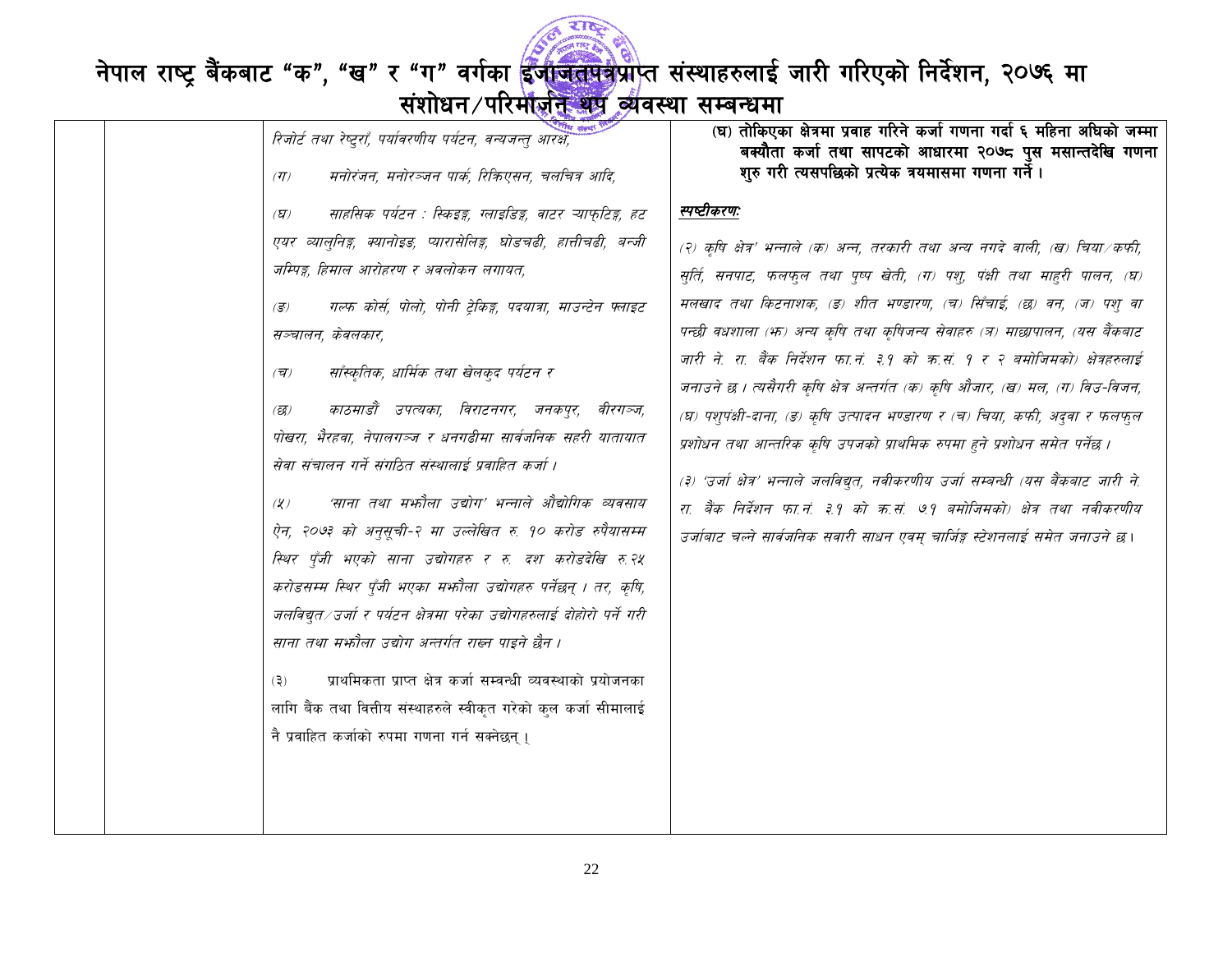# नेपाल राष्ट्र बैंकबाट "क", "ख" र "ग" वर्गका इजाजतपत्रप्राप्त संस्थाहरुलाई जारी गरिएको निर्देशन, २०७६ मा संशोधन/परिमार्जन थप व्यवस्था सम्बन्धमा

| | | | |
|---|---|---|---|
| | | *रिजोर्ट तथा रेष्टुराँ, पर्यावरणीय पर्यटन, वन्यजन्तु आरक्ष,*<br><br>*(ग) मनोरंजन, मनोरञ्जन पार्क, रिक्रिएसन, चलचित्र आदि,*<br><br>*(घ) साहसिक पर्यटन : स्किइङ्ग, ग्लाइडिङ्ग, वाटर र्‍याफ्टिङ्ग, हट एयर व्यालुनिङ्ग, क्यानोइङ, प्यारासेलिङ्ग, घोडचढी, हात्तीचढी, बन्जी जम्पिङ्ग, हिमाल आरोहरण र अवलोकन लगायत,*<br><br>*(ङ) गल्फ कोर्स, पोलो, पोनी ट्रेकिङ्ग, पदयात्रा, माउन्टेन फ्लाइट सञ्चालन, केवलकार,*<br><br>*(च) साँस्कृतिक, धार्मिक तथा खेलकुद पर्यटन र*<br><br>*(छ) काठमाडौं उपत्यका, विराटनगर, जनकपुर, वीरगञ्ज, पोखरा, भैरहवा, नेपालगञ्ज र धनगढीमा सार्वजनिक सहरी यातायात सेवा संचालन गर्ने संगठित संस्थालाई प्रवाहित कर्जा ।*<br><br>*(५) 'साना तथा मझौला उद्योग' भन्नाले औद्योगिक व्यवसाय ऐन, २०७३ को अनुसूची-२ मा उल्लेखित रु. १० करोड रुपैयासम्म स्थिर पुँजी भएको साना उद्योगहरु र रु. दश करोडदेखि रु.२५ करोडसम्म स्थिर पुँजी भएका मझौला उद्योगहरु पर्नेछन् । तर, कृषि, जलविद्युत/उर्जा र पर्यटन क्षेत्रमा परेका उद्योगहरुलाई दोहोरो पर्ने गरी साना तथा मझौला उद्योग अन्तर्गत राख्न पाइने छैन ।*<br><br>(३) प्राथमिकता प्राप्त क्षेत्र कर्जा सम्बन्धी व्यवस्थाको प्रयोजनका लागि बैंक तथा वित्तीय संस्थाहरुले स्वीकृत गरेको कुल कर्जा सीमालाई नै प्रवाहित कर्जाको रुपमा गणना गर्न सक्नेछन् । | **(घ) तोकिएका क्षेत्रमा प्रवाह गरिने कर्जा गणना गर्दा ६ महिना अघिको जम्मा बक्यौता कर्जा तथा सापटको आधारमा २०७८ पुस मसान्तदेखि गणना शुरु गरी त्यसपछिको प्रत्येक त्रयमासमा गणना गर्ने ।**<br><br>***स्पष्टीकरण:***<br><br>*(२) कृषि क्षेत्र' भन्नाले (क) अन्न, तरकारी तथा अन्य नगदे वाली, (ख) चिया/कफी, सुर्ति, सनपाट, फलफुल तथा पुष्प खेती, (ग) पशु, पंक्षी तथा माहुरी पालन, (घ) मलखाद तथा किटनाशक, (ङ) शीत भण्डारण, (च) सिँचाई, (छ) वन, (ज) पशु वा पन्छी वधशाला (झ) अन्य कृषि तथा कृषिजन्य सेवाहरु (ञ) माछापालन, (यस बैंकबाट जारी ने. रा. बैंक निर्देशन फा.नं. ३.१ को क्र.सं. १ र २ बमोजिमको) क्षेत्रहरुलाई जनाउने छ । त्यसैगरी कृषि क्षेत्र अन्तर्गत (क) कृषि औजार, (ख) मल, (ग) विउ-विजन, (घ) पशुपंक्षी-दाना, (ङ) कृषि उत्पादन भण्डारण र (च) चिया, कफी, अदुवा र फलफुल प्रशोधन तथा आन्तरिक कृषि उपजको प्राथमिक रुपमा हुने प्रशोधन समेत पर्नेछ ।*<br><br>*(३) 'उर्जा क्षेत्र' भन्नाले जलविद्युत, नवीकरणीय उर्जा सम्बन्धी (यस बैंकबाट जारी ने. रा. बैंक निर्देशन फा.नं. ३.१ को क्र.सं. ७.१ बमोजिमको) क्षेत्र तथा नवीकरणीय उर्जाबाट चल्ने सार्वजनिक सवारी साधन एवम् चार्जिङ्ग स्टेशनलाई समेत जनाउने छ ।* |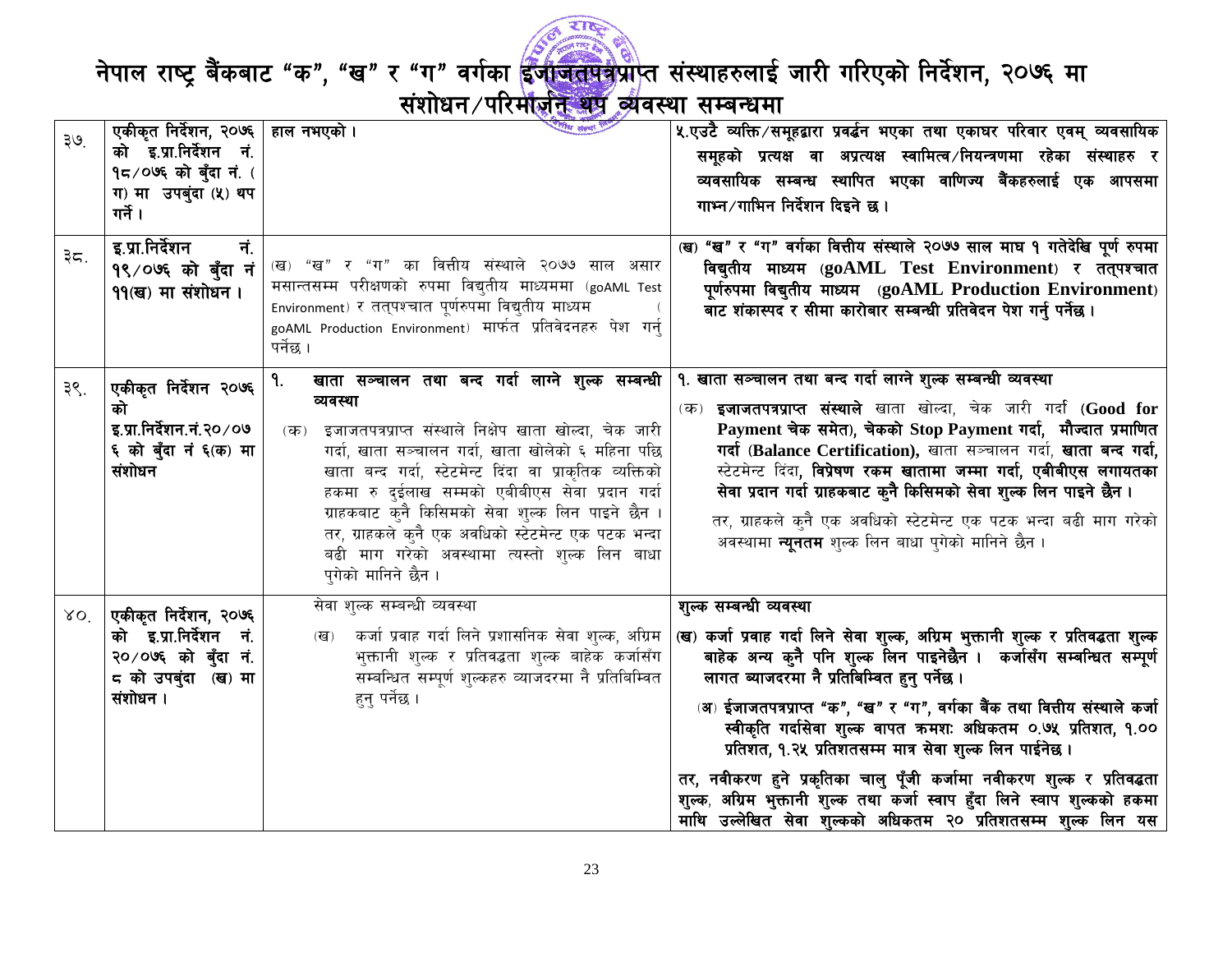# नेपाल राष्ट्र बैंकबाट "क", "ख" र "ग" वर्गका इजाजतपत्रप्राप्त संस्थाहरुलाई जारी गरिएको निर्देशन, २०७६ मा संशोधन/परिमार्जन थप व्यवस्था सम्बन्धमा

| | | | |
|---|---|---|---|
| ३७. | **एकीकृत निर्देशन, २०७६ को इ.प्रा.निर्देशन नं. १८/०७६ को बुँदा नं. (ग) मा उपबुंदा (५) थप गर्ने ।** | **हाल नभएको ।** | **५.एउटै व्यक्ति/समूहद्वारा प्रवर्द्धन भएका तथा एकाघर परिवार एवम् व्यवसायिक समूहको प्रत्यक्ष वा अप्रत्यक्ष स्वामित्व/नियन्त्रणमा रहेका संस्थाहरु र व्यवसायिक सम्बन्ध स्थापित भएका वाणिज्य बैंकहरुलाई एक आपसमा गाभ्न/गाभिन निर्देशन दिइने छ ।** |
| ३८. | **इ.प्रा.निर्देशन नं. १९/०७६ को बुँदा नं ११(ख) मा संशोधन ।** | (ख) "ख" र "ग" का वित्तीय संस्थाले २०७७ साल असार मसान्तसम्म परीक्षणको रुपमा विद्युतीय माध्यममा (goAML Test Environment) र तत्पश्चात पूर्णरुपमा विद्युतीय माध्यम (goAML Production Environment) मार्फत प्रतिवेदनहरु पेश गर्नु पर्नेछ । | **(ख) "ख" र "ग" वर्गका वित्तीय संस्थाले २०७७ साल माघ १ गतेदेखि पूर्ण रुपमा विद्युतीय माध्यम (goAML Test Environment) र तत्पश्चात पूर्णरुपमा विद्युतीय माध्यम (goAML Production Environment) बाट शंकास्पद र सीमा कारोबार सम्बन्धी प्रतिवेदन पेश गर्नु पर्नेछ ।** |
| ३९. | **एकीकृत निर्देशन २०७६ को इ.प्रा.निर्देशन.नं.२०/०७६ को बुँदा नं ६(क) मा संशोधन** | **१. खाता सञ्चालन तथा बन्द गर्दा लाग्ने शुल्क सम्बन्धी व्यवस्था**<br>(क) इजाजतपत्रप्राप्त संस्थाले निक्षेप खाता खोल्दा, चेक जारी गर्दा, खाता सञ्चालन गर्दा, खाता खोलेको ६ महिना पछि खाता बन्द गर्दा, स्टेटमेन्ट दिंदा वा प्राकृतिक व्यक्तिको हकमा रु दुईलाख सम्मको एबीबीएस सेवा प्रदान गर्दा ग्राहकबाट कुनै किसिमको सेवा शुल्क लिन पाइने छैन । तर, ग्राहकले कुनै एक अवधिको स्टेटमेन्ट एक पटक भन्दा बढी माग गरेको अवस्थामा त्यस्तो शुल्क लिन बाधा पुगेको मानिने छैन । | **१. खाता सञ्चालन तथा बन्द गर्दा लाग्ने शुल्क सम्बन्धी व्यवस्था**<br>(क) **इजाजतपत्रप्राप्त संस्थाले** खाता खोल्दा, चेक जारी गर्दा **(Good for Payment चेक समेत), चेकको Stop Payment गर्दा, मौज्दात प्रमाणित गर्दा (Balance Certification),** खाता सञ्चालन गर्दा, **खाता बन्द गर्दा,** स्टेटमेन्ट दिंदा, **विप्रेषण रकम खातामा जम्मा गर्दा, एबीबीएस लगायतका सेवा प्रदान गर्दा ग्राहकबाट कुनै किसिमको सेवा शुल्क लिन पाइने छैन ।**<br>तर, ग्राहकले कुनै एक अवधिको स्टेटमेन्ट एक पटक भन्दा बढी माग गरेको अवस्थामा **न्यूनतम** शुल्क लिन बाधा पुगेको मानिने छैन । |
| ४०. | **एकीकृत निर्देशन, २०७६ को इ.प्रा.निर्देशन नं. २०/०७६ को बुँदा नं. ८ को उपबुंदा (ख) मा संशोधन ।** | सेवा शुल्क सम्बन्धी व्यवस्था<br>(ख) कर्जा प्रवाह गर्दा लिने प्रशासनिक सेवा शुल्क, अग्रिम भुक्तानी शुल्क र प्रतिवद्धता शुल्क बाहेक कर्जासँग सम्बन्धित सम्पूर्ण शुल्कहरु व्याजदरमा नै प्रतिबिम्बित हुनु पर्नेछ । | **शुल्क सम्बन्धी व्यवस्था**<br>**(ख) कर्जा प्रवाह गर्दा लिने सेवा शुल्क, अग्रिम भुक्तानी शुल्क र प्रतिवद्धता शुल्क बाहेक अन्य कुनै पनि शुल्क लिन पाइनेछैन । कर्जासँग सम्बन्धित सम्पूर्ण लागत व्याजदरमा नै प्रतिबिम्बित हुनु पर्नेछ ।**<br>**(अ) ईजाजतपत्रप्राप्त "क", "ख" र "ग", वर्गका बैंक तथा वित्तीय संस्थाले कर्जा स्वीकृति गर्दासेवा शुल्क वापत क्रमशः अधिकतम ०.७५ प्रतिशत, १.०० प्रतिशत, १.२५ प्रतिशतसम्म मात्र सेवा शुल्क लिन पाईनेछ ।**<br>**तर, नवीकरण हुने प्रकृतिका चालु पूँजी कर्जामा नवीकरण शुल्क र प्रतिवद्धता शुल्क, अग्रिम भुक्तानी शुल्क तथा कर्जा स्वाप हुँदा लिने स्वाप शुल्कको हकमा माथि उल्लेखित सेवा शुल्कको अधिकतम २० प्रतिशतसम्म शुल्क लिन यस** |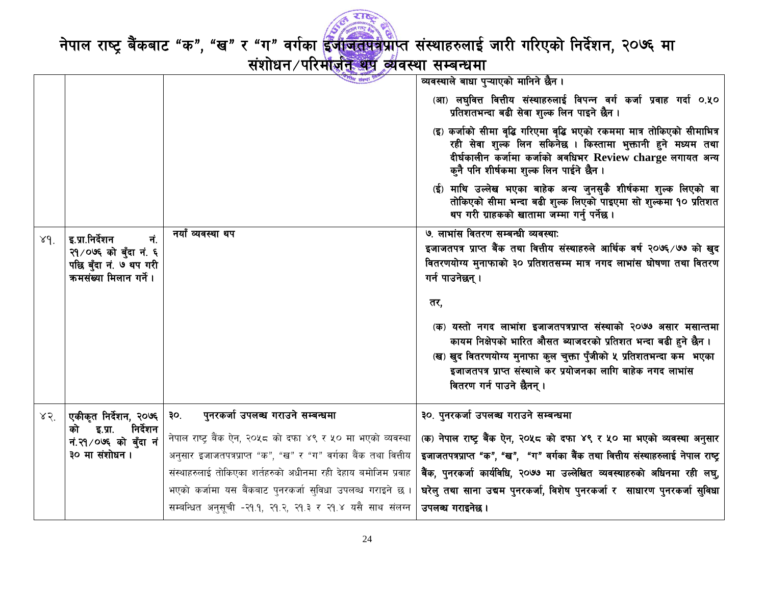# नेपाल राष्ट्र बैंकबाट "क", "ख" र "ग" वर्गका इजाजतपत्रप्राप्त संस्थाहरुलाई जारी गरिएको निर्देशन, २०७६ मा संशोधन/परिमार्जन थप व्यवस्था सम्बन्धमा

| | | | |
|---|---|---|---|
| | | | व्यवस्थाले बाधा पुऱ्याएको मानिने छैन । <br>(आ) लघुवित्त वित्तीय संस्थाहरुलाई विपन्न वर्ग कर्जा प्रवाह गर्दा ०.५० प्रतिशतभन्दा बढी सेवा शुल्क लिन पाइने छैन । <br>(इ) कर्जाको सीमा वृद्धि गरिएमा वृद्धि भएको रकममा मात्र तोकिएको सीमाभित्र रही सेवा शुल्क लिन सकिनेछ । किस्तामा भुक्तानी हुने मध्यम तथा दीर्घकालीन कर्जामा कर्जाको अवधिभर **Review charge** लगायत अन्य कुनै पनि शीर्षकमा शुल्क लिन पाईने छैन । <br>(ई) माथि उल्लेख भएका बाहेक अन्य जुनसुकै शीर्षकमा शुल्क लिएको वा तोकिएको सीमा भन्दा बढी शुल्क लिएको पाइएमा सो शुल्कमा १० प्रतिशत थप गरी ग्राहकको खातामा जम्मा गर्नु पर्नेछ । |
| ४१. | इ.प्रा.निर्देशन नं. २१/०७६ को बुँदा नं. ६ पछि बुँदा नं. ७ थप गरी क्रमसंख्या मिलान गर्ने । | नयाँ व्यवस्था थप | ७. लाभांस वितरण सम्बन्धी व्यवस्थाः <br>इजाजतपत्र प्राप्त बैंक तथा वित्तीय संस्थाहरुले आर्थिक वर्ष २०७६/७७ को खुद वितरणयोग्य मुनाफाको ३० प्रतिशतसम्म मात्र नगद लाभांस घोषणा तथा वितरण गर्न पाउनेछन् । <br>तर, <br>(क) यस्तो नगद लाभांश इजाजतपत्रप्राप्त संस्थाको २०७७ असार मसान्तमा कायम निक्षेपको भारित औसत ब्याजदरको प्रतिशत भन्दा बढी हुने छैन । <br>(ख) खुद वितरणयोग्य मुनाफा कुल चुक्ता पुँजीको ५ प्रतिशतभन्दा कम भएका इजाजतपत्र प्राप्त संस्थाले कर प्रयोजनका लागि बाहेक नगद लाभांस वितरण गर्न पाउने छैनन् । |
| ४२. | एकीकृत निर्देशन, २०७६ को इ.प्रा. निर्देशन नं.२१/०७६ को बुँदा नं ३० मा संशोधन । | ३०. पुनरकर्जा उपलब्ध गराउने सम्बन्धमा <br>नेपाल राष्ट्र बैंक ऐन, २०५८ को दफा ४९ र ५० मा भएको व्यवस्था अनुसार इजाजतपत्रप्राप्त "क", "ख" र "ग" वर्गका बैंक तथा वित्तीय संस्थाहरुलाई तोकिएका शर्तहरुको अधीनमा रही देहाय बमोजिम प्रवाह भएको कर्जामा यस बैंकबाट पुनरकर्जा सुविधा उपलब्ध गराइने छ । सम्बन्धित अनुसूची -२१.१, २१.२, २१.३ र २१.४ यसै साथ संलग्न | ३०. पुनरकर्जा उपलब्ध गराउने सम्बन्धमा <br>(क) नेपाल राष्ट्र बैंक ऐन, २०५८ को दफा ४९ र ५० मा भएको व्यवस्था अनुसार इजाजतपत्रप्राप्त "क", "ख", "ग" वर्गका बैंक तथा वित्तीय संस्थाहरुलाई नेपाल राष्ट्र बैंक, पुनरकर्जा कार्यविधि, २०७७ मा उल्लेखित व्यवस्थाहरुको अधिनमा रही लघु, घरेलु तथा साना उद्यम पुनरकर्जा, विशेष पुनरकर्जा र साधारण पुनरकर्जा सुविधा उपलब्ध गराइनेछ । |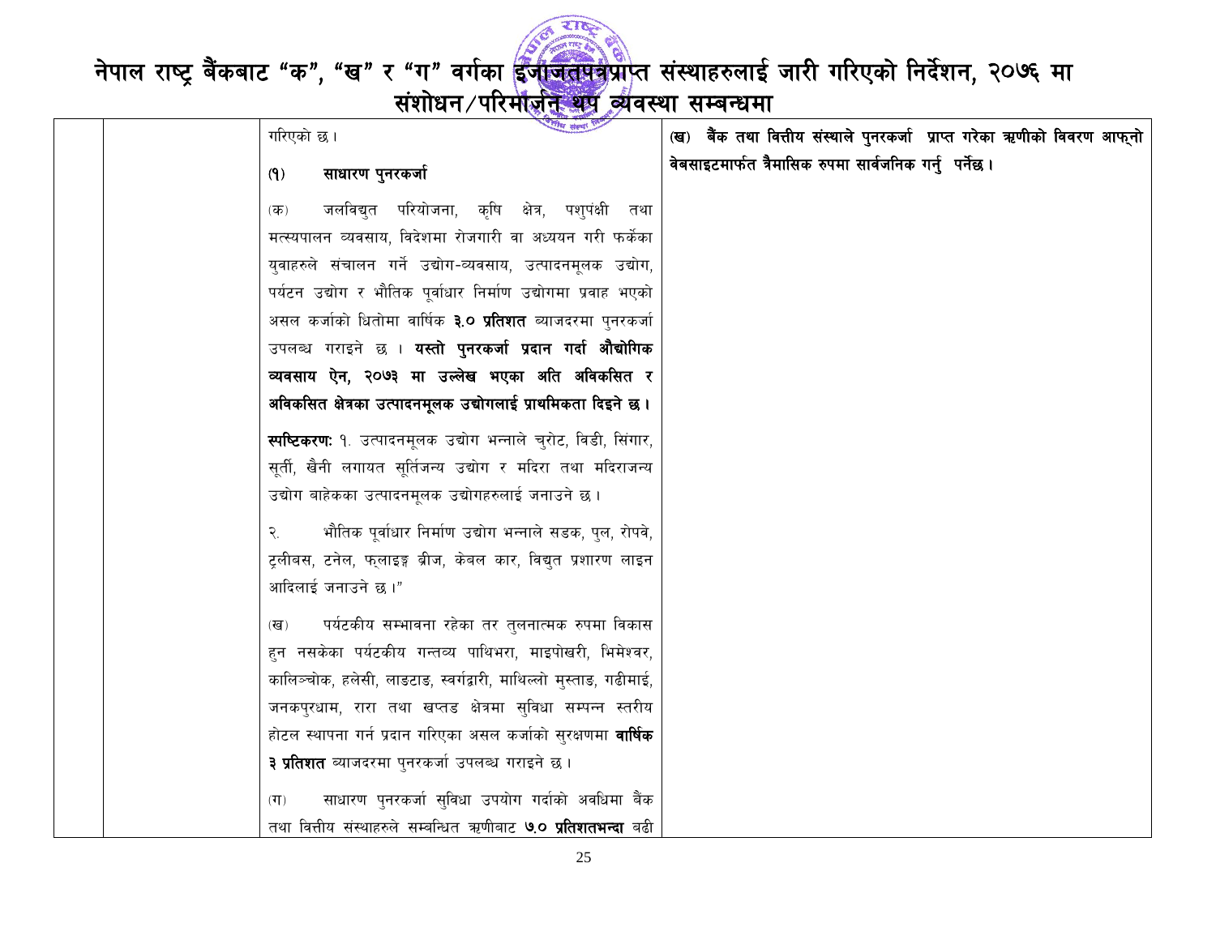| | | गरिएको छ।<br><br>**(१) साधारण पुनरकर्जा**<br><br>(क) जलविद्युत परियोजना, कृषि क्षेत्र, पशुपंक्षी तथा मत्स्यपालन व्यवसाय, विदेशमा रोजगारी वा अध्ययन गरी फर्केका युवाहरुले संचालन गर्ने उद्योग-व्यवसाय, उत्पादनमूलक उद्योग, पर्यटन उद्योग र भौतिक पूर्वाधार निर्माण उद्योगमा प्रवाह भएको असल कर्जाको धितोमा वार्षिक **३.० प्रतिशत** ब्याजदरमा पुनरकर्जा उपलब्ध गराइने छ । **यस्तो पुनरकर्जा प्रदान गर्दा औद्योगिक व्यवसाय ऐन, २०७३ मा उल्लेख भएका अति अविकसित र अविकसित क्षेत्रका उत्पादनमूलक उद्योगलाई प्राथमिकता दिइने छ।**<br><br>**स्पष्टिकरण:** १. उत्पादनमूलक उद्योग भन्नाले चुरोट, विडी, सिंगार, सूर्ती, खैनी लगायत सूर्तिजन्य उद्योग र मदिरा तथा मदिराजन्य उद्योग बाहेकका उत्पादनमूलक उद्योगहरुलाई जनाउने छ।<br><br>२. भौतिक पूर्वाधार निर्माण उद्योग भन्नाले सडक, पुल, रोपवे, ट्रलीबस, टनेल, फ्लाइङ्ग ब्रीज, केबल कार, विद्युत प्रशारण लाइन आदिलाई जनाउने छ।"<br><br>(ख) पर्यटकीय सम्भावना रहेका तर तुलनात्मक रुपमा विकास हुन नसकेका पर्यटकीय गन्तव्य पाथिभरा, माइपोखरी, भिमेश्वर, कालिञ्चोक, हलेसी, लाङटाङ, स्वर्गद्वारी, माथिल्लो मुस्ताङ, गढीमाई, जनकपुरधाम, रारा तथा खप्तड क्षेत्रमा सुविधा सम्पन्न स्तरीय होटल स्थापना गर्न प्रदान गरिएका असल कर्जाको सुरक्षणमा **वार्षिक ३ प्रतिशत** ब्याजदरमा पुनरकर्जा उपलब्ध गराइने छ।<br><br>(ग) साधारण पुनरकर्जा सुविधा उपयोग गर्दाको अवधिमा बैंक तथा वित्तीय संस्थाहरुले सम्बन्धित ऋणीबाट **७.० प्रतिशतभन्दा** बढी | **(ख) बैंक तथा वित्तीय संस्थाले पुनरकर्जा प्राप्त गरेका ऋणीको विवरण आफ्नो वेबसाइटमार्फत त्रैमासिक रुपमा सार्वजनिक गर्नु पर्नेछ।** |
|---|---|---|---|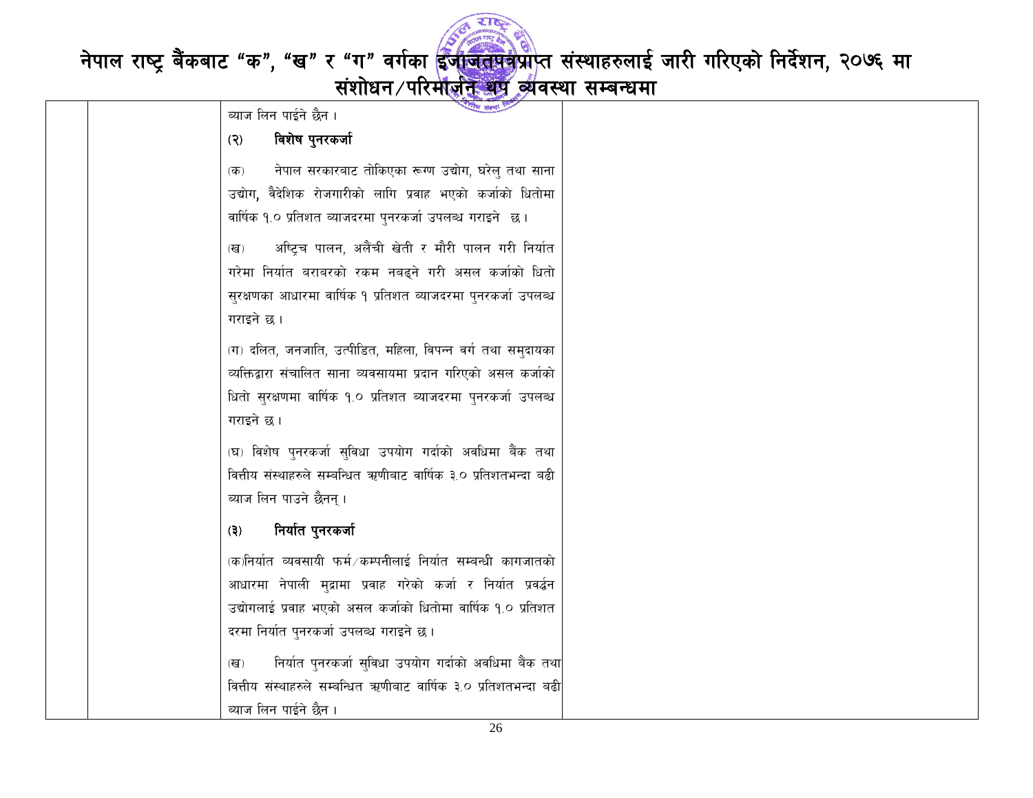| | | ब्याज लिन पाईने छैन । <br><br> (२) **विशेष पुनरकर्जा** <br><br> (क) नेपाल सरकारबाट तोकिएका रूग्ण उद्योग, घरेलु तथा साना उद्योग, वैदेशिक रोजगारीको लागि प्रवाह भएको कर्जाको धितोमा वार्षिक १.० प्रतिशत ब्याजदरमा पुनरकर्जा उपलब्ध गराइने छ । <br><br> (ख) अष्ट्रिच पालन, अलैंची खेती र मौरी पालन गरी निर्यात गरेमा निर्यात बराबरको रकम नबढ्ने गरी असल कर्जाको धितो सुरक्षणका आधारमा वार्षिक १ प्रतिशत ब्याजदरमा पुनरकर्जा उपलब्ध गराइने छ । <br><br> (ग) दलित, जनजाति, उत्पीडित, महिला, विपन्न वर्ग तथा समुदायका व्यक्तिद्वारा संचालित साना व्यवसायमा प्रदान गरिएको असल कर्जाको धितो सुरक्षणमा वार्षिक १.० प्रतिशत ब्याजदरमा पुनरकर्जा उपलब्ध गराइने छ । <br><br> (घ) विशेष पुनरकर्जा सुविधा उपयोग गर्दाको अवधिमा बैंक तथा वित्तीय संस्थाहरुले सम्बन्धित ऋणीबाट वार्षिक ३.० प्रतिशतभन्दा बढी ब्याज लिन पाउने छैनन् । <br><br> (३) **निर्यात पुनरकर्जा** <br><br> (क)निर्यात व्यवसायी फर्म/कम्पनीलाई निर्यात सम्बन्धी कागजातको आधारमा नेपाली मुद्रामा प्रवाह गरेको कर्जा र निर्यात प्रवर्द्धन उद्योगलाई प्रवाह भएको असल कर्जाको धितोमा वार्षिक १.० प्रतिशत दरमा निर्यात पुनरकर्जा उपलब्ध गराइने छ । <br><br> (ख) निर्यात पुनरकर्जा सुविधा उपयोग गर्दाको अवधिमा बैंक तथा वित्तीय संस्थाहरुले सम्बन्धित ऋणीबाट वार्षिक ३.० प्रतिशतभन्दा बढी ब्याज लिन पाईने छैन । | |
|---|---|---|---|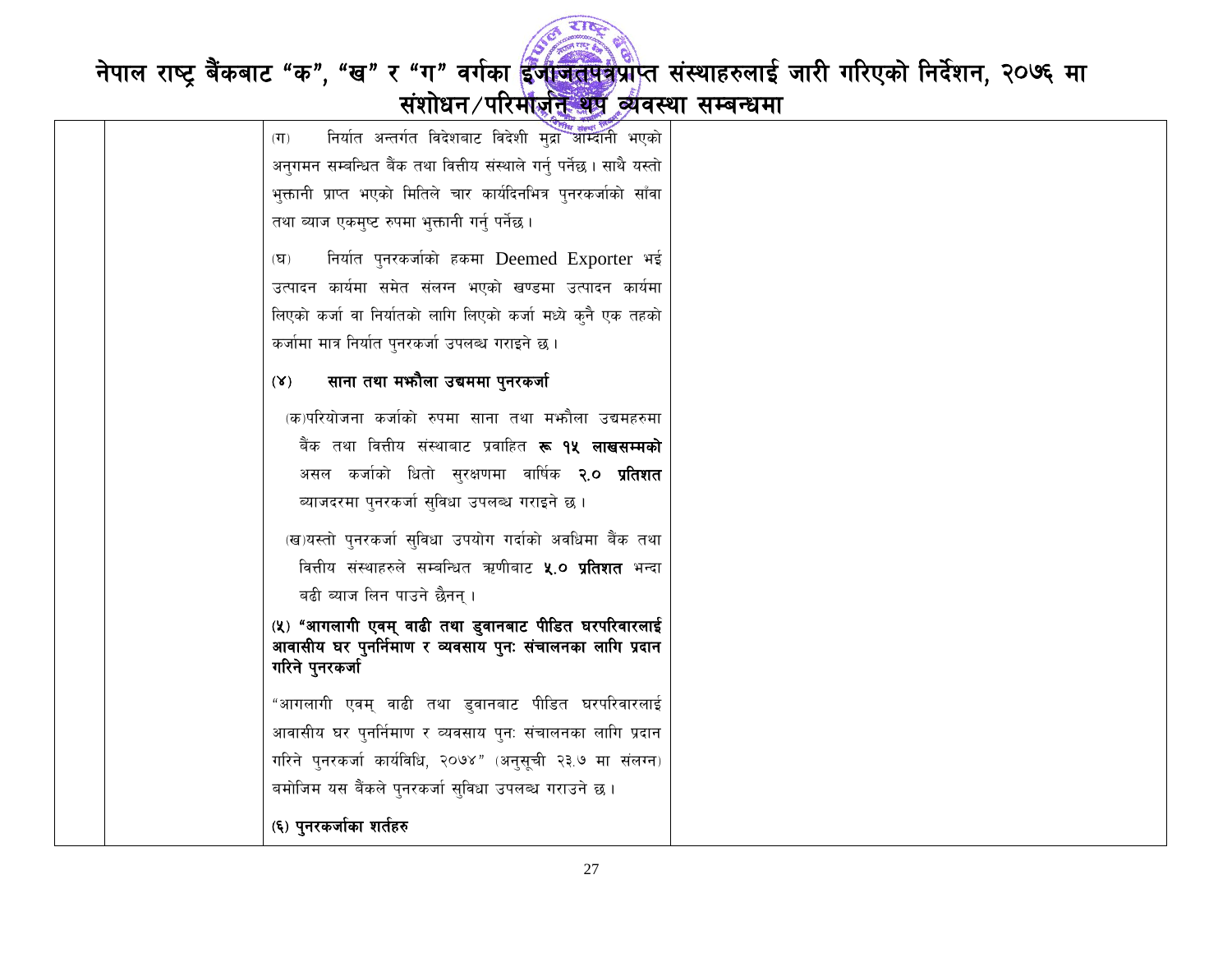(ग) निर्यात अन्तर्गत विदेशबाट विदेशी मुद्रा आम्दानी भएको अनुगमन सम्बन्धित बैंक तथा वित्तीय संस्थाले गर्नु पर्नेछ। साथै यस्तो भुक्तानी प्राप्त भएको मितिले चार कार्यदिनभित्र पुनरकर्जाको साँवा तथा ब्याज एकमुष्ट रुपमा भुक्तानी गर्नु पर्नेछ।

(घ) निर्यात पुनरकर्जाको हकमा Deemed Exporter भई उत्पादन कार्यमा समेत संलग्न भएको खण्डमा उत्पादन कार्यमा लिएको कर्जा वा निर्यातको लागि लिएको कर्जा मध्ये कुनै एक तहको कर्जामा मात्र निर्यात पुनरकर्जा उपलब्ध गराइने छ।

**(४) साना तथा मझौला उद्यममा पुनरकर्जा**

(क) परियोजना कर्जाको रुपमा साना तथा मझौला उद्यमहरुमा बैंक तथा वित्तीय संस्थाबाट प्रवाहित **रू १५ लाखसम्मको** असल कर्जाको धितो सुरक्षणमा वार्षिक **२.० प्रतिशत** ब्याजदरमा पुनरकर्जा सुविधा उपलब्ध गराइने छ।

(ख) यस्तो पुनरकर्जा सुविधा उपयोग गर्दाको अवधिमा बैंक तथा वित्तीय संस्थाहरुले सम्बन्धित ऋणीबाट **५.० प्रतिशत** भन्दा बढी ब्याज लिन पाउने छैनन्।

**(५) "आगलागी एवम् वाढी तथा डुवानबाट पीडित घरपरिवारलाई आवासीय घर पुनर्निमाण र व्यवसाय पुनः संचालनका लागि प्रदान गरिने पुनरकर्जा**

"आगलागी एवम् वाढी तथा डुवानबाट पीडित घरपरिवारलाई आवासीय घर पुनर्निमाण र व्यवसाय पुनः संचालनका लागि प्रदान गरिने पुनरकर्जा कार्यविधि, २०७४" (अनुसूची २३.७ मा संलग्न) बमोजिम यस बैंकले पुनरकर्जा सुविधा उपलब्ध गराउने छ।

**(६) पुनरकर्जाका शर्तहरु**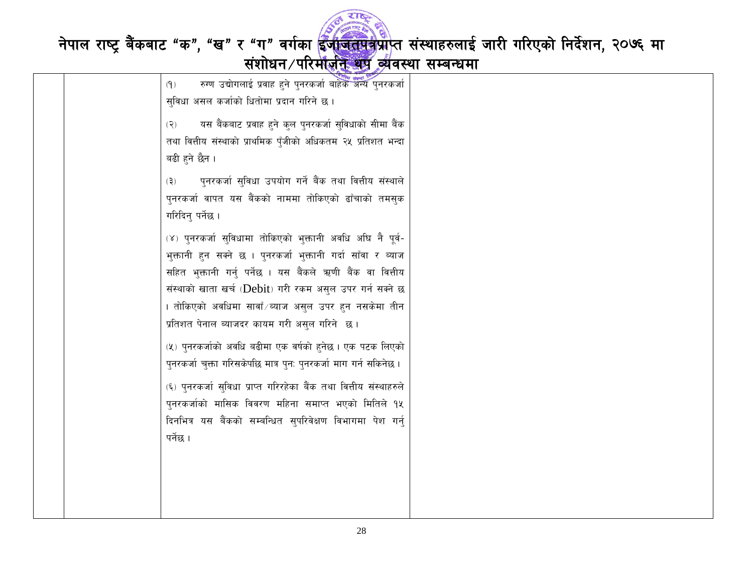| | | | |
|---|---|---|---|
| | | (१) रुग्ण उद्योगलाई प्रवाह हुने पुनरकर्जा बाहेक अन्य पुनरकर्जा सुविधा असल कर्जाको धितोमा प्रदान गरिने छ ।<br><br>(२) यस बैंकबाट प्रवाह हुने कुल पुनरकर्जा सुविधाको सीमा बैंक तथा वित्तीय संस्थाको प्राथमिक पुँजीको अधिकतम २५ प्रतिशत भन्दा बढी हुने छैन ।<br><br>(३) पुनरकर्जा सुविधा उपयोग गर्ने बैंक तथा वित्तीय संस्थाले पुनरकर्जा वापत यस बैंकको नाममा तोकिएको ढाँचाको तमसुक गरिदिनु पर्नेछ ।<br><br>(४) पुनरकर्जा सुविधामा तोकिएको भुक्तानी अवधि अघि नै पूर्व-भुक्तानी हुन सक्ने छ । पुनरकर्जा भुक्तानी गर्दा साँवा र ब्याज सहित भुक्तानी गर्नु पर्नेछ । यस बैंकले ऋणी बैंक वा वित्तीय संस्थाको खाता खर्च (Debit) गरी रकम असुल उपर गर्न सक्ने छ । तोकिएको अवधिमा सावाँ/ब्याज असुल उपर हुन नसकेमा तीन प्रतिशत पेनाल ब्याजदर कायम गरी असुल गरिने छ ।<br><br>(५) पुनरकर्जाको अवधि बढीमा एक वर्षको हुनेछ । एक पटक लिएको पुनरकर्जा चुक्ता गरिसकेपछि मात्र पुनः पुनरकर्जा माग गर्न सकिनेछ ।<br><br>(६) पुनरकर्जा सुविधा प्राप्त गरिरहेका बैंक तथा वित्तीय संस्थाहरुले पुनरकर्जाको मासिक विवरण महिना समाप्त भएको मितिले १५ दिनभित्र यस बैंकको सम्बन्धित सुपरिवेक्षण विभागमा पेश गर्नु पर्नेछ । | |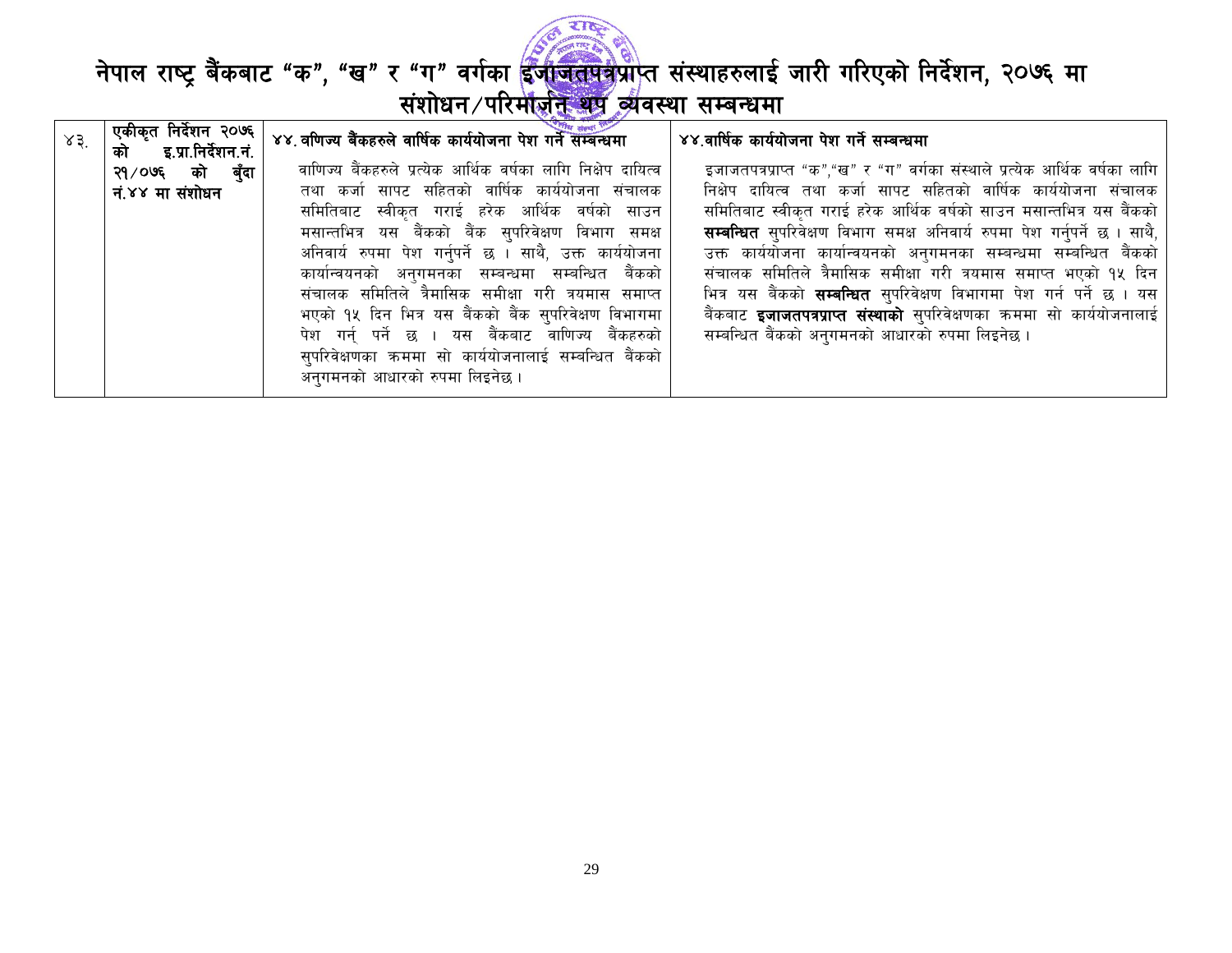# नेपाल राष्ट्र बैंकबाट "क", "ख" र "ग" वर्गका इजाजतपत्रप्राप्त संस्थाहरुलाई जारी गरिएको निर्देशन, २०७६ मा संशोधन/परिमार्जन थप व्यवस्था सम्बन्धमा

| | | | |
|---|---|---|---|
| ४३. | **एकीकृत निर्देशन २०७६ को इ.प्रा.निर्देशन.नं. २१/०७६ को बुँदा नं.४४ मा संशोधन** | **४४. वणिज्य बैंकहरुले वार्षिक कार्ययोजना पेश गर्ने सम्बन्धमा**<br>वाणिज्य बैंकहरुले प्रत्येक आर्थिक वर्षका लागि निक्षेप दायित्व तथा कर्जा सापट सहितको वार्षिक कार्ययोजना संचालक समितिबाट स्वीकृत गराई हरेक आर्थिक वर्षको साउन मसान्तभित्र यस बैंकको बैंक सुपरिवेक्षण विभाग समक्ष अनिवार्य रुपमा पेश गर्नुपर्ने छ । साथै, उक्त कार्ययोजना कार्यान्वयनको अनुगमनका सम्बन्धमा सम्बन्धित बैंकको संचालक समितिले त्रैमासिक समीक्षा गरी त्रयमास समाप्त भएको १५ दिन भित्र यस बैंकको बैंक सुपरिवेक्षण विभागमा पेश गर्न् पर्ने छ । यस बैंकबाट वाणिज्य बैंकहरुको सुपरिवेक्षणका क्रममा सो कार्ययोजनालाई सम्बन्धित बैंकको अनुगमनको आधारको रुपमा लिइनेछ । | **४४.वार्षिक कार्ययोजना पेश गर्ने सम्बन्धमा**<br>इजाजतपत्रप्राप्त "क","ख" र "ग" वर्गका संस्थाले प्रत्येक आर्थिक वर्षका लागि निक्षेप दायित्व तथा कर्जा सापट सहितको वार्षिक कार्ययोजना संचालक समितिबाट स्वीकृत गराई हरेक आर्थिक वर्षको साउन मसान्तभित्र यस बैंकको **सम्बन्धित** सुपरिवेक्षण विभाग समक्ष अनिवार्य रुपमा पेश गर्नुपर्ने छ । साथै, उक्त कार्ययोजना कार्यान्वयनको अनुगमनका सम्बन्धमा सम्बन्धित बैंकको संचालक समितिले त्रैमासिक समीक्षा गरी त्रयमास समाप्त भएको १५ दिन भित्र यस बैंकको **सम्बन्धित** सुपरिवेक्षण विभागमा पेश गर्न पर्ने छ । यस बैंकबाट **इजाजतपत्रप्राप्त संस्थाको** सुपरिवेक्षणका क्रममा सो कार्ययोजनालाई सम्बन्धित बैंकको अनुगमनको आधारको रुपमा लिइनेछ । |